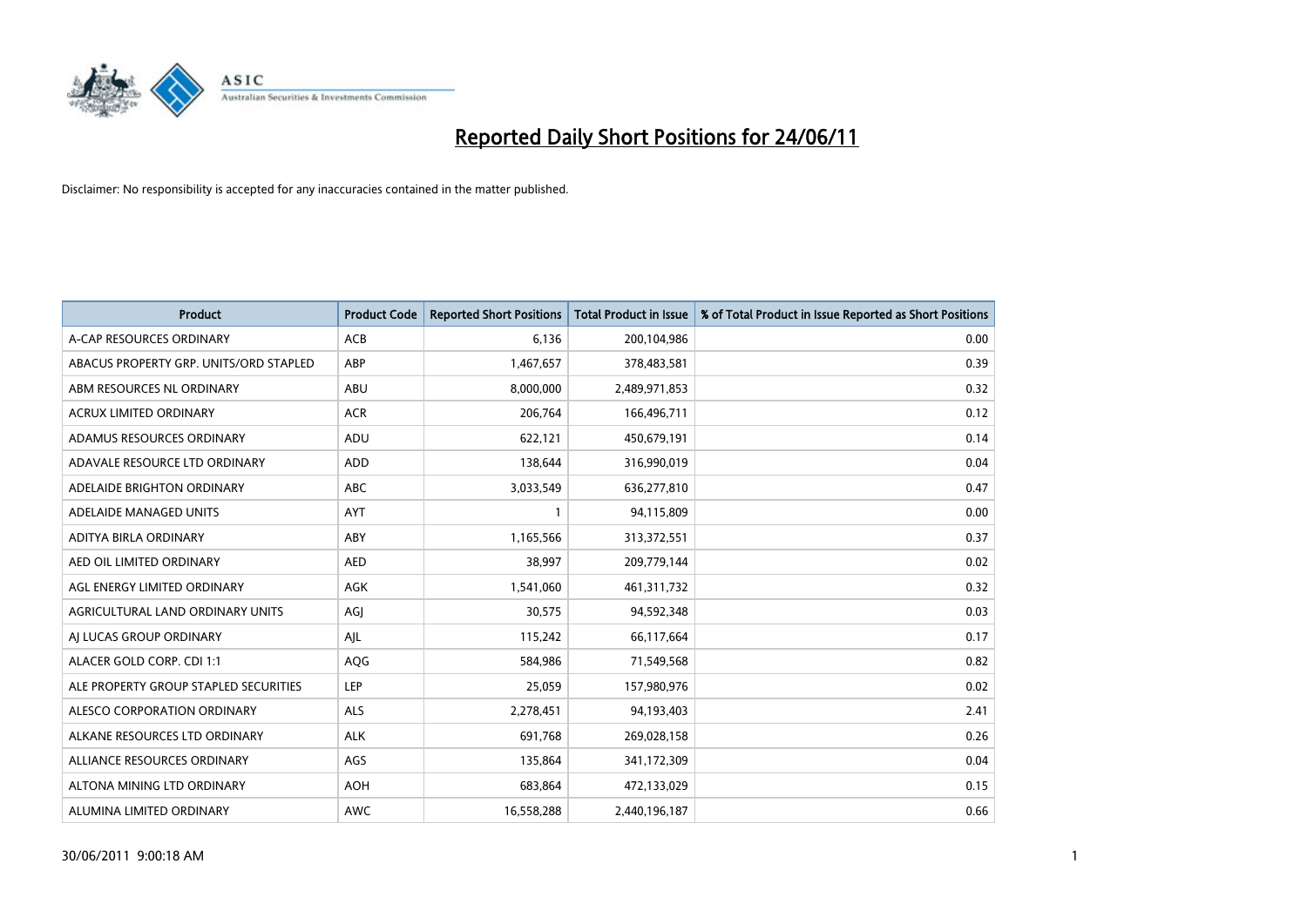# Reported Daily Short Positions for 24/06/11

Disclaimer: No responsibility is accepted for any inaccuracies contained in the matter published.

| Product | Product Code | Reported Short Positions | Total Product in Issue | % of Total Product in Issue Reported as Short Positions |
|---|---|---|---|---|
| A-CAP RESOURCES ORDINARY | ACB | 6,136 | 200,104,986 | 0.00 |
| ABACUS PROPERTY GRP. UNITS/ORD STAPLED | ABP | 1,467,657 | 378,483,581 | 0.39 |
| ABM RESOURCES NL ORDINARY | ABU | 8,000,000 | 2,489,971,853 | 0.32 |
| ACRUX LIMITED ORDINARY | ACR | 206,764 | 166,496,711 | 0.12 |
| ADAMUS RESOURCES ORDINARY | ADU | 622,121 | 450,679,191 | 0.14 |
| ADAVALE RESOURCE LTD ORDINARY | ADD | 138,644 | 316,990,019 | 0.04 |
| ADELAIDE BRIGHTON ORDINARY | ABC | 3,033,549 | 636,277,810 | 0.47 |
| ADELAIDE MANAGED UNITS | AYT | 1 | 94,115,809 | 0.00 |
| ADITYA BIRLA ORDINARY | ABY | 1,165,566 | 313,372,551 | 0.37 |
| AED OIL LIMITED ORDINARY | AED | 38,997 | 209,779,144 | 0.02 |
| AGL ENERGY LIMITED ORDINARY | AGK | 1,541,060 | 461,311,732 | 0.32 |
| AGRICULTURAL LAND ORDINARY UNITS | AGJ | 30,575 | 94,592,348 | 0.03 |
| AJ LUCAS GROUP ORDINARY | AJL | 115,242 | 66,117,664 | 0.17 |
| ALACER GOLD CORP. CDI 1:1 | AQG | 584,986 | 71,549,568 | 0.82 |
| ALE PROPERTY GROUP STAPLED SECURITIES | LEP | 25,059 | 157,980,976 | 0.02 |
| ALESCO CORPORATION ORDINARY | ALS | 2,278,451 | 94,193,403 | 2.41 |
| ALKANE RESOURCES LTD ORDINARY | ALK | 691,768 | 269,028,158 | 0.26 |
| ALLIANCE RESOURCES ORDINARY | AGS | 135,864 | 341,172,309 | 0.04 |
| ALTONA MINING LTD ORDINARY | AOH | 683,864 | 472,133,029 | 0.15 |
| ALUMINA LIMITED ORDINARY | AWC | 16,558,288 | 2,440,196,187 | 0.66 |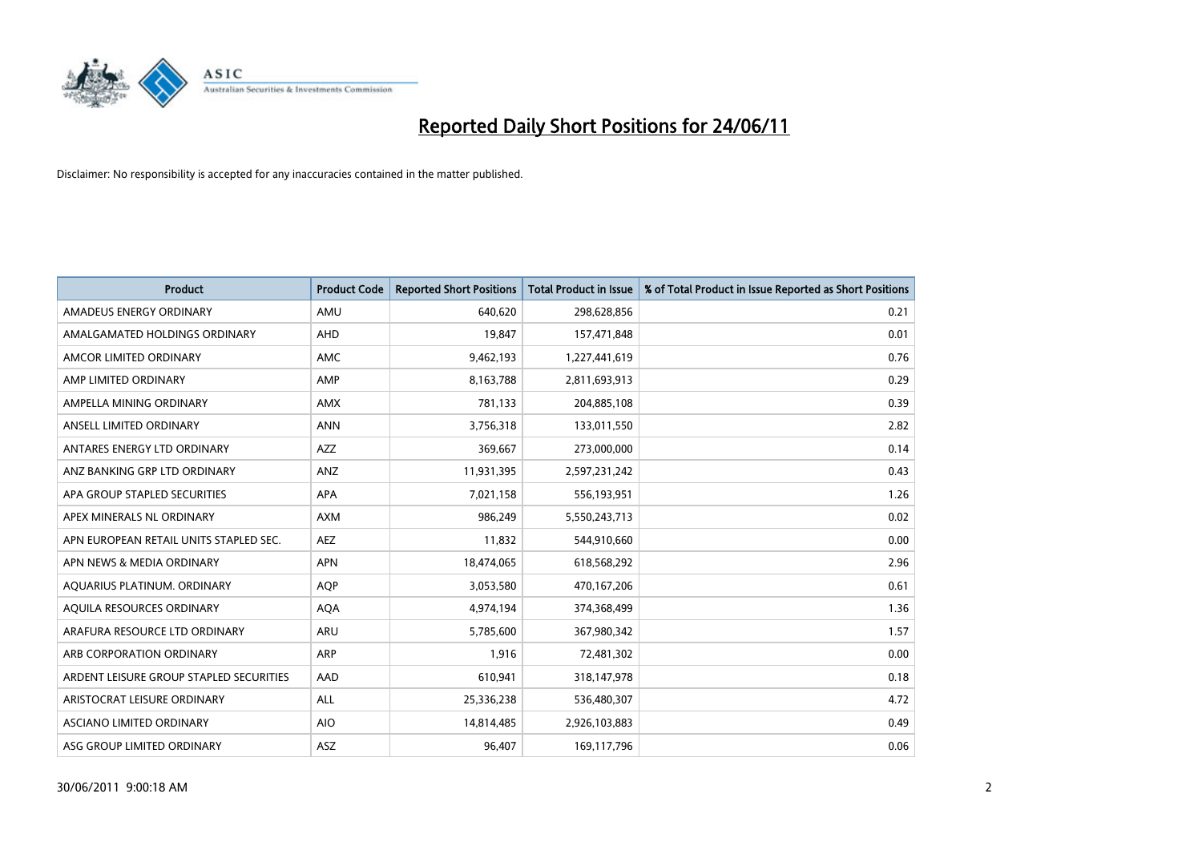# Reported Daily Short Positions for 24/06/11

Disclaimer: No responsibility is accepted for any inaccuracies contained in the matter published.

| Product | Product Code | Reported Short Positions | Total Product in Issue | % of Total Product in Issue Reported as Short Positions |
|---|---|---|---|---|
| AMADEUS ENERGY ORDINARY | AMU | 640,620 | 298,628,856 | 0.21 |
| AMALGAMATED HOLDINGS ORDINARY | AHD | 19,847 | 157,471,848 | 0.01 |
| AMCOR LIMITED ORDINARY | AMC | 9,462,193 | 1,227,441,619 | 0.76 |
| AMP LIMITED ORDINARY | AMP | 8,163,788 | 2,811,693,913 | 0.29 |
| AMPELLA MINING ORDINARY | AMX | 781,133 | 204,885,108 | 0.39 |
| ANSELL LIMITED ORDINARY | ANN | 3,756,318 | 133,011,550 | 2.82 |
| ANTARES ENERGY LTD ORDINARY | AZZ | 369,667 | 273,000,000 | 0.14 |
| ANZ BANKING GRP LTD ORDINARY | ANZ | 11,931,395 | 2,597,231,242 | 0.43 |
| APA GROUP STAPLED SECURITIES | APA | 7,021,158 | 556,193,951 | 1.26 |
| APEX MINERALS NL ORDINARY | AXM | 986,249 | 5,550,243,713 | 0.02 |
| APN EUROPEAN RETAIL UNITS STAPLED SEC. | AEZ | 11,832 | 544,910,660 | 0.00 |
| APN NEWS & MEDIA ORDINARY | APN | 18,474,065 | 618,568,292 | 2.96 |
| AQUARIUS PLATINUM. ORDINARY | AQP | 3,053,580 | 470,167,206 | 0.61 |
| AQUILA RESOURCES ORDINARY | AQA | 4,974,194 | 374,368,499 | 1.36 |
| ARAFURA RESOURCE LTD ORDINARY | ARU | 5,785,600 | 367,980,342 | 1.57 |
| ARB CORPORATION ORDINARY | ARP | 1,916 | 72,481,302 | 0.00 |
| ARDENT LEISURE GROUP STAPLED SECURITIES | AAD | 610,941 | 318,147,978 | 0.18 |
| ARISTOCRAT LEISURE ORDINARY | ALL | 25,336,238 | 536,480,307 | 4.72 |
| ASCIANO LIMITED ORDINARY | AIO | 14,814,485 | 2,926,103,883 | 0.49 |
| ASG GROUP LIMITED ORDINARY | ASZ | 96,407 | 169,117,796 | 0.06 |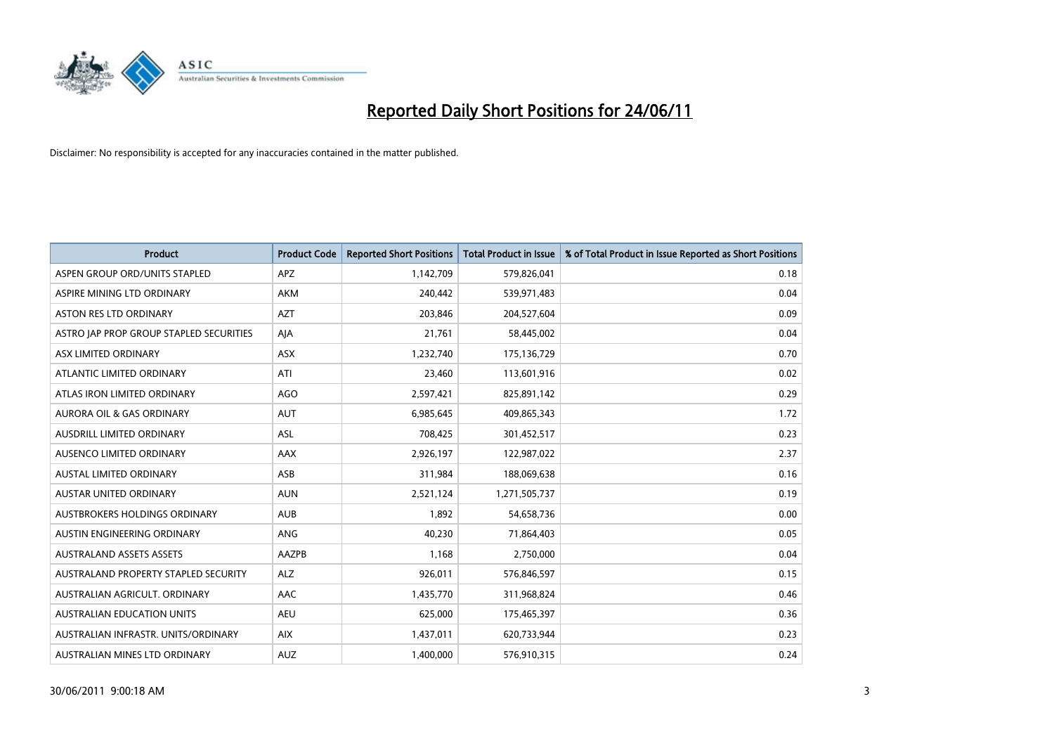# Reported Daily Short Positions for 24/06/11

Disclaimer: No responsibility is accepted for any inaccuracies contained in the matter published.

| Product | Product Code | Reported Short Positions | Total Product in Issue | % of Total Product in Issue Reported as Short Positions |
|---|---|---|---|---|
| ASPEN GROUP ORD/UNITS STAPLED | APZ | 1,142,709 | 579,826,041 | 0.18 |
| ASPIRE MINING LTD ORDINARY | AKM | 240,442 | 539,971,483 | 0.04 |
| ASTON RES LTD ORDINARY | AZT | 203,846 | 204,527,604 | 0.09 |
| ASTRO JAP PROP GROUP STAPLED SECURITIES | AJA | 21,761 | 58,445,002 | 0.04 |
| ASX LIMITED ORDINARY | ASX | 1,232,740 | 175,136,729 | 0.70 |
| ATLANTIC LIMITED ORDINARY | ATI | 23,460 | 113,601,916 | 0.02 |
| ATLAS IRON LIMITED ORDINARY | AGO | 2,597,421 | 825,891,142 | 0.29 |
| AURORA OIL & GAS ORDINARY | AUT | 6,985,645 | 409,865,343 | 1.72 |
| AUSDRILL LIMITED ORDINARY | ASL | 708,425 | 301,452,517 | 0.23 |
| AUSENCO LIMITED ORDINARY | AAX | 2,926,197 | 122,987,022 | 2.37 |
| AUSTAL LIMITED ORDINARY | ASB | 311,984 | 188,069,638 | 0.16 |
| AUSTAR UNITED ORDINARY | AUN | 2,521,124 | 1,271,505,737 | 0.19 |
| AUSTBROKERS HOLDINGS ORDINARY | AUB | 1,892 | 54,658,736 | 0.00 |
| AUSTIN ENGINEERING ORDINARY | ANG | 40,230 | 71,864,403 | 0.05 |
| AUSTRALAND ASSETS ASSETS | AAZPB | 1,168 | 2,750,000 | 0.04 |
| AUSTRALAND PROPERTY STAPLED SECURITY | ALZ | 926,011 | 576,846,597 | 0.15 |
| AUSTRALIAN AGRICULT. ORDINARY | AAC | 1,435,770 | 311,968,824 | 0.46 |
| AUSTRALIAN EDUCATION UNITS | AEU | 625,000 | 175,465,397 | 0.36 |
| AUSTRALIAN INFRASTR. UNITS/ORDINARY | AIX | 1,437,011 | 620,733,944 | 0.23 |
| AUSTRALIAN MINES LTD ORDINARY | AUZ | 1,400,000 | 576,910,315 | 0.24 |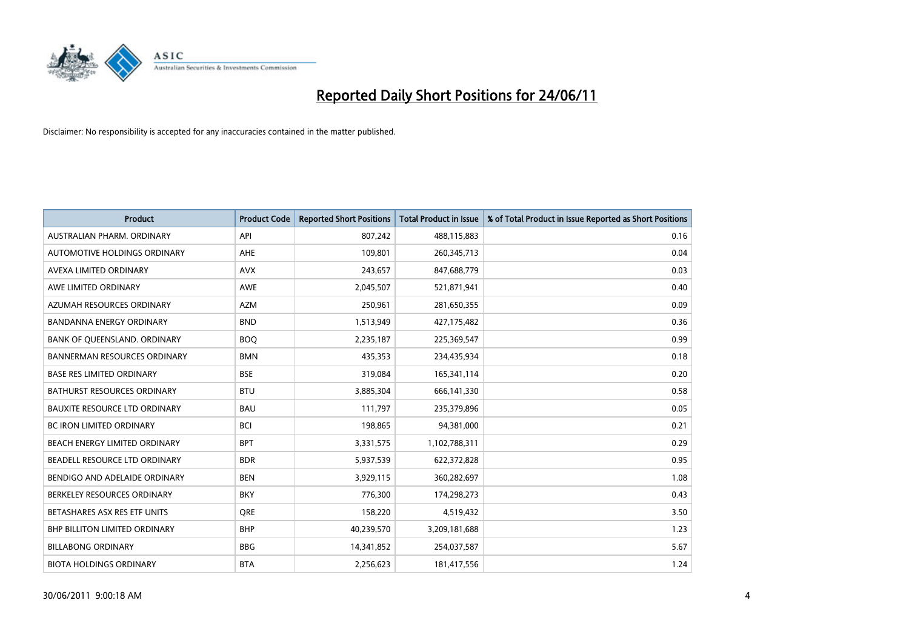# Reported Daily Short Positions for 24/06/11

Disclaimer: No responsibility is accepted for any inaccuracies contained in the matter published.

| Product | Product Code | Reported Short Positions | Total Product in Issue | % of Total Product in Issue Reported as Short Positions |
|---|---|---|---|---|
| AUSTRALIAN PHARM. ORDINARY | API | 807,242 | 488,115,883 | 0.16 |
| AUTOMOTIVE HOLDINGS ORDINARY | AHE | 109,801 | 260,345,713 | 0.04 |
| AVEXA LIMITED ORDINARY | AVX | 243,657 | 847,688,779 | 0.03 |
| AWE LIMITED ORDINARY | AWE | 2,045,507 | 521,871,941 | 0.40 |
| AZUMAH RESOURCES ORDINARY | AZM | 250,961 | 281,650,355 | 0.09 |
| BANDANNA ENERGY ORDINARY | BND | 1,513,949 | 427,175,482 | 0.36 |
| BANK OF QUEENSLAND. ORDINARY | BOQ | 2,235,187 | 225,369,547 | 0.99 |
| BANNERMAN RESOURCES ORDINARY | BMN | 435,353 | 234,435,934 | 0.18 |
| BASE RES LIMITED ORDINARY | BSE | 319,084 | 165,341,114 | 0.20 |
| BATHURST RESOURCES ORDINARY | BTU | 3,885,304 | 666,141,330 | 0.58 |
| BAUXITE RESOURCE LTD ORDINARY | BAU | 111,797 | 235,379,896 | 0.05 |
| BC IRON LIMITED ORDINARY | BCI | 198,865 | 94,381,000 | 0.21 |
| BEACH ENERGY LIMITED ORDINARY | BPT | 3,331,575 | 1,102,788,311 | 0.29 |
| BEADELL RESOURCE LTD ORDINARY | BDR | 5,937,539 | 622,372,828 | 0.95 |
| BENDIGO AND ADELAIDE ORDINARY | BEN | 3,929,115 | 360,282,697 | 1.08 |
| BERKELEY RESOURCES ORDINARY | BKY | 776,300 | 174,298,273 | 0.43 |
| BETASHARES ASX RES ETF UNITS | QRE | 158,220 | 4,519,432 | 3.50 |
| BHP BILLITON LIMITED ORDINARY | BHP | 40,239,570 | 3,209,181,688 | 1.23 |
| BILLABONG ORDINARY | BBG | 14,341,852 | 254,037,587 | 5.67 |
| BIOTA HOLDINGS ORDINARY | BTA | 2,256,623 | 181,417,556 | 1.24 |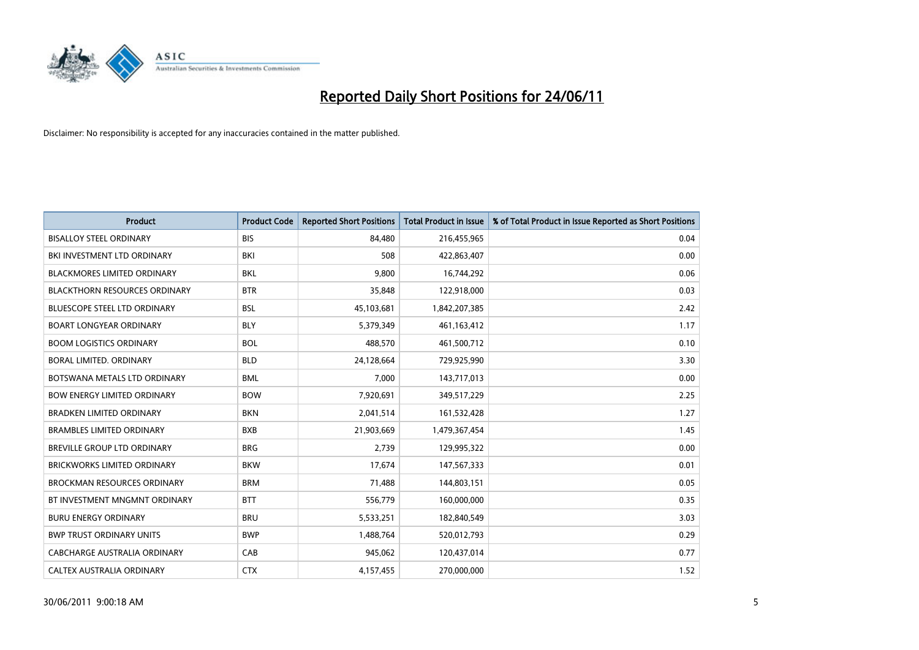# Reported Daily Short Positions for 24/06/11

Disclaimer: No responsibility is accepted for any inaccuracies contained in the matter published.

| Product | Product Code | Reported Short Positions | Total Product in Issue | % of Total Product in Issue Reported as Short Positions |
|---|---|---|---|---|
| BISALLOY STEEL ORDINARY | BIS | 84,480 | 216,455,965 | 0.04 |
| BKI INVESTMENT LTD ORDINARY | BKI | 508 | 422,863,407 | 0.00 |
| BLACKMORES LIMITED ORDINARY | BKL | 9,800 | 16,744,292 | 0.06 |
| BLACKTHORN RESOURCES ORDINARY | BTR | 35,848 | 122,918,000 | 0.03 |
| BLUESCOPE STEEL LTD ORDINARY | BSL | 45,103,681 | 1,842,207,385 | 2.42 |
| BOART LONGYEAR ORDINARY | BLY | 5,379,349 | 461,163,412 | 1.17 |
| BOOM LOGISTICS ORDINARY | BOL | 488,570 | 461,500,712 | 0.10 |
| BORAL LIMITED. ORDINARY | BLD | 24,128,664 | 729,925,990 | 3.30 |
| BOTSWANA METALS LTD ORDINARY | BML | 7,000 | 143,717,013 | 0.00 |
| BOW ENERGY LIMITED ORDINARY | BOW | 7,920,691 | 349,517,229 | 2.25 |
| BRADKEN LIMITED ORDINARY | BKN | 2,041,514 | 161,532,428 | 1.27 |
| BRAMBLES LIMITED ORDINARY | BXB | 21,903,669 | 1,479,367,454 | 1.45 |
| BREVILLE GROUP LTD ORDINARY | BRG | 2,739 | 129,995,322 | 0.00 |
| BRICKWORKS LIMITED ORDINARY | BKW | 17,674 | 147,567,333 | 0.01 |
| BROCKMAN RESOURCES ORDINARY | BRM | 71,488 | 144,803,151 | 0.05 |
| BT INVESTMENT MNGMNT ORDINARY | BTT | 556,779 | 160,000,000 | 0.35 |
| BURU ENERGY ORDINARY | BRU | 5,533,251 | 182,840,549 | 3.03 |
| BWP TRUST ORDINARY UNITS | BWP | 1,488,764 | 520,012,793 | 0.29 |
| CABCHARGE AUSTRALIA ORDINARY | CAB | 945,062 | 120,437,014 | 0.77 |
| CALTEX AUSTRALIA ORDINARY | CTX | 4,157,455 | 270,000,000 | 1.52 |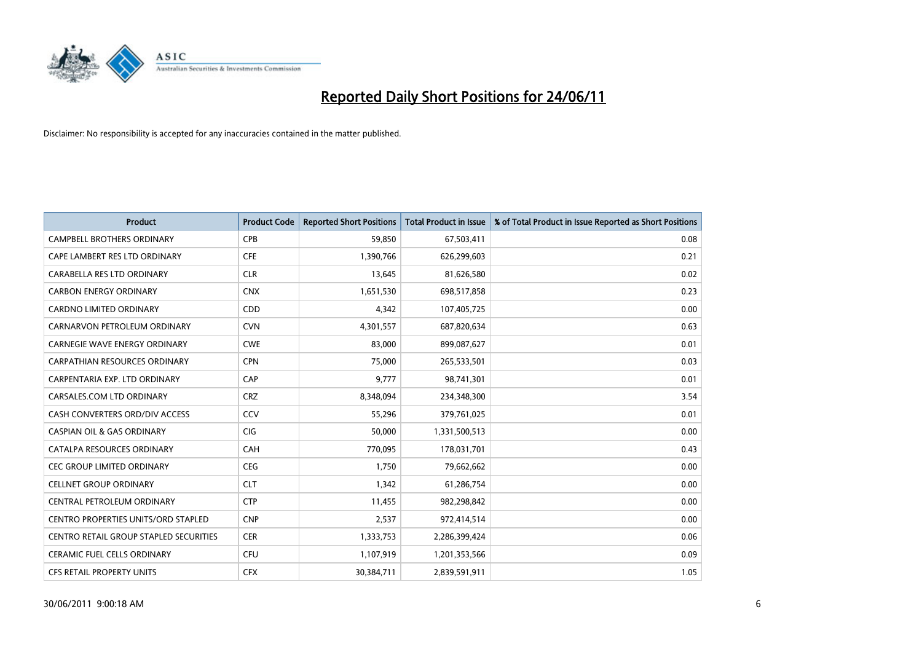# Reported Daily Short Positions for 24/06/11

Disclaimer: No responsibility is accepted for any inaccuracies contained in the matter published.

| Product | Product Code | Reported Short Positions | Total Product in Issue | % of Total Product in Issue Reported as Short Positions |
|---|---|---|---|---|
| CAMPBELL BROTHERS ORDINARY | CPB | 59,850 | 67,503,411 | 0.08 |
| CAPE LAMBERT RES LTD ORDINARY | CFE | 1,390,766 | 626,299,603 | 0.21 |
| CARABELLA RES LTD ORDINARY | CLR | 13,645 | 81,626,580 | 0.02 |
| CARBON ENERGY ORDINARY | CNX | 1,651,530 | 698,517,858 | 0.23 |
| CARDNO LIMITED ORDINARY | CDD | 4,342 | 107,405,725 | 0.00 |
| CARNARVON PETROLEUM ORDINARY | CVN | 4,301,557 | 687,820,634 | 0.63 |
| CARNEGIE WAVE ENERGY ORDINARY | CWE | 83,000 | 899,087,627 | 0.01 |
| CARPATHIAN RESOURCES ORDINARY | CPN | 75,000 | 265,533,501 | 0.03 |
| CARPENTARIA EXP. LTD ORDINARY | CAP | 9,777 | 98,741,301 | 0.01 |
| CARSALES.COM LTD ORDINARY | CRZ | 8,348,094 | 234,348,300 | 3.54 |
| CASH CONVERTERS ORD/DIV ACCESS | CCV | 55,296 | 379,761,025 | 0.01 |
| CASPIAN OIL & GAS ORDINARY | CIG | 50,000 | 1,331,500,513 | 0.00 |
| CATALPA RESOURCES ORDINARY | CAH | 770,095 | 178,031,701 | 0.43 |
| CEC GROUP LIMITED ORDINARY | CEG | 1,750 | 79,662,662 | 0.00 |
| CELLNET GROUP ORDINARY | CLT | 1,342 | 61,286,754 | 0.00 |
| CENTRAL PETROLEUM ORDINARY | CTP | 11,455 | 982,298,842 | 0.00 |
| CENTRO PROPERTIES UNITS/ORD STAPLED | CNP | 2,537 | 972,414,514 | 0.00 |
| CENTRO RETAIL GROUP STAPLED SECURITIES | CER | 1,333,753 | 2,286,399,424 | 0.06 |
| CERAMIC FUEL CELLS ORDINARY | CFU | 1,107,919 | 1,201,353,566 | 0.09 |
| CFS RETAIL PROPERTY UNITS | CFX | 30,384,711 | 2,839,591,911 | 1.05 |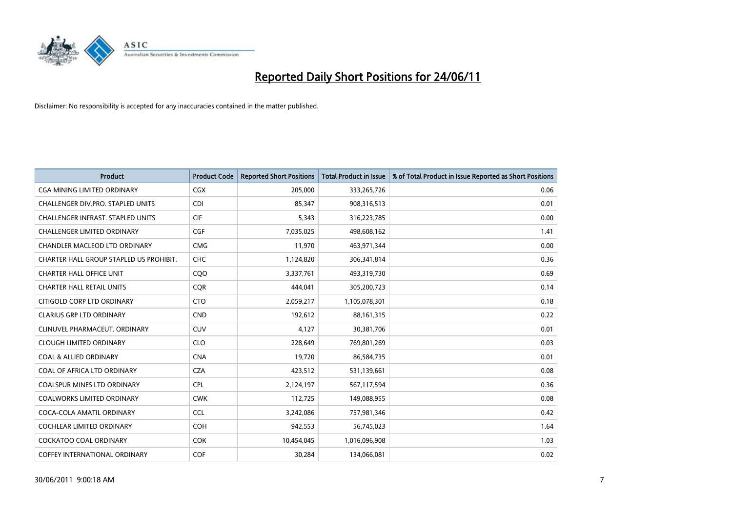# Reported Daily Short Positions for 24/06/11

Disclaimer: No responsibility is accepted for any inaccuracies contained in the matter published.

| Product | Product Code | Reported Short Positions | Total Product in Issue | % of Total Product in Issue Reported as Short Positions |
|---|---|---|---|---|
| CGA MINING LIMITED ORDINARY | CGX | 205,000 | 333,265,726 | 0.06 |
| CHALLENGER DIV.PRO. STAPLED UNITS | CDI | 85,347 | 908,316,513 | 0.01 |
| CHALLENGER INFRAST. STAPLED UNITS | CIF | 5,343 | 316,223,785 | 0.00 |
| CHALLENGER LIMITED ORDINARY | CGF | 7,035,025 | 498,608,162 | 1.41 |
| CHANDLER MACLEOD LTD ORDINARY | CMG | 11,970 | 463,971,344 | 0.00 |
| CHARTER HALL GROUP STAPLED US PROHIBIT. | CHC | 1,124,820 | 306,341,814 | 0.36 |
| CHARTER HALL OFFICE UNIT | CQO | 3,337,761 | 493,319,730 | 0.69 |
| CHARTER HALL RETAIL UNITS | CQR | 444,041 | 305,200,723 | 0.14 |
| CITIGOLD CORP LTD ORDINARY | CTO | 2,059,217 | 1,105,078,301 | 0.18 |
| CLARIUS GRP LTD ORDINARY | CND | 192,612 | 88,161,315 | 0.22 |
| CLINUVEL PHARMACEUT. ORDINARY | CUV | 4,127 | 30,381,706 | 0.01 |
| CLOUGH LIMITED ORDINARY | CLO | 228,649 | 769,801,269 | 0.03 |
| COAL & ALLIED ORDINARY | CNA | 19,720 | 86,584,735 | 0.01 |
| COAL OF AFRICA LTD ORDINARY | CZA | 423,512 | 531,139,661 | 0.08 |
| COALSPUR MINES LTD ORDINARY | CPL | 2,124,197 | 567,117,594 | 0.36 |
| COALWORKS LIMITED ORDINARY | CWK | 112,725 | 149,088,955 | 0.08 |
| COCA-COLA AMATIL ORDINARY | CCL | 3,242,086 | 757,981,346 | 0.42 |
| COCHLEAR LIMITED ORDINARY | COH | 942,553 | 56,745,023 | 1.64 |
| COCKATOO COAL ORDINARY | COK | 10,454,045 | 1,016,096,908 | 1.03 |
| COFFEY INTERNATIONAL ORDINARY | COF | 30,284 | 134,066,081 | 0.02 |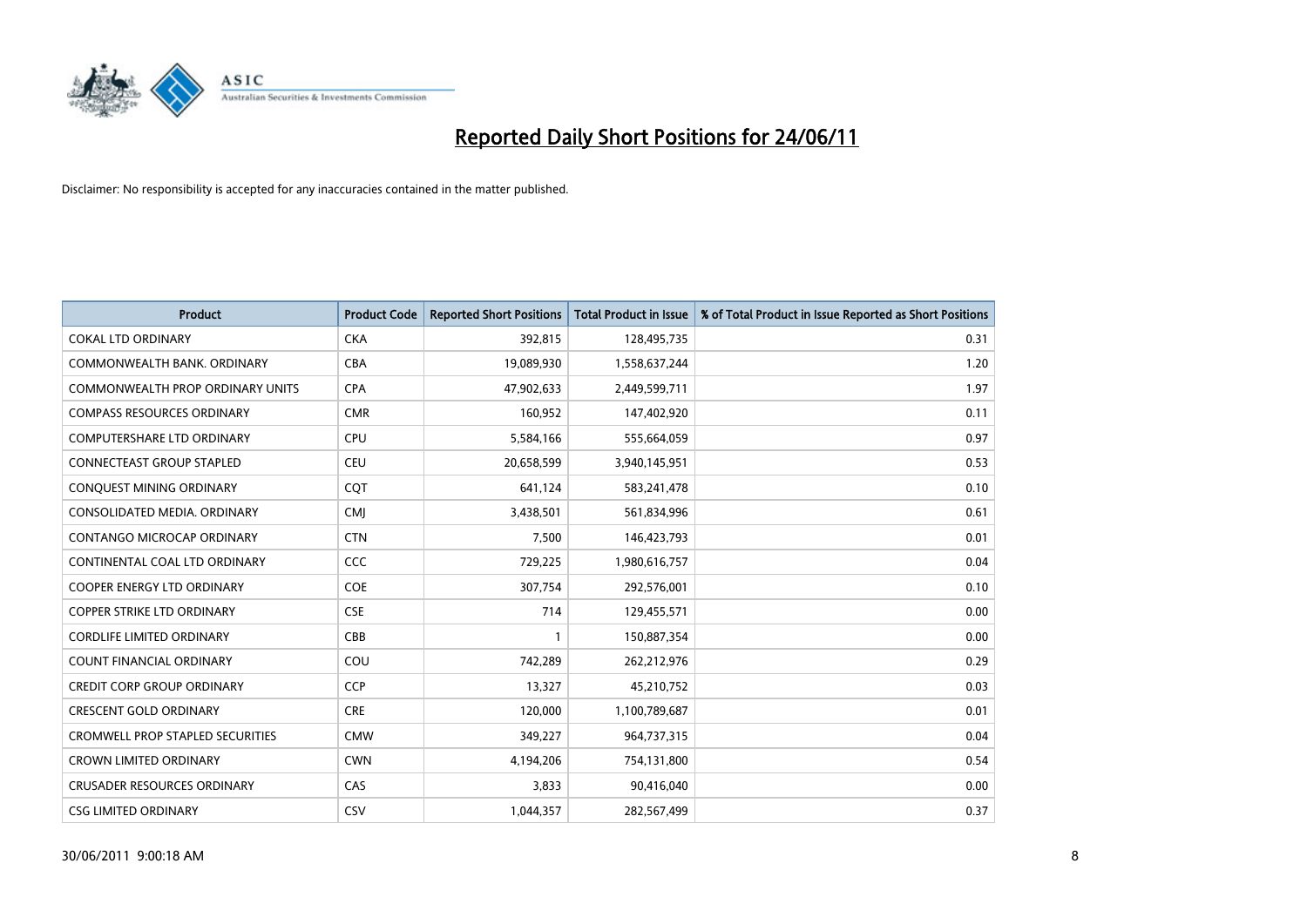# Reported Daily Short Positions for 24/06/11

Disclaimer: No responsibility is accepted for any inaccuracies contained in the matter published.

| Product | Product Code | Reported Short Positions | Total Product in Issue | % of Total Product in Issue Reported as Short Positions |
|---|---|---|---|---|
| COKAL LTD ORDINARY | CKA | 392,815 | 128,495,735 | 0.31 |
| COMMONWEALTH BANK. ORDINARY | CBA | 19,089,930 | 1,558,637,244 | 1.20 |
| COMMONWEALTH PROP ORDINARY UNITS | CPA | 47,902,633 | 2,449,599,711 | 1.97 |
| COMPASS RESOURCES ORDINARY | CMR | 160,952 | 147,402,920 | 0.11 |
| COMPUTERSHARE LTD ORDINARY | CPU | 5,584,166 | 555,664,059 | 0.97 |
| CONNECTEAST GROUP STAPLED | CEU | 20,658,599 | 3,940,145,951 | 0.53 |
| CONQUEST MINING ORDINARY | CQT | 641,124 | 583,241,478 | 0.10 |
| CONSOLIDATED MEDIA. ORDINARY | CMJ | 3,438,501 | 561,834,996 | 0.61 |
| CONTANGO MICROCAP ORDINARY | CTN | 7,500 | 146,423,793 | 0.01 |
| CONTINENTAL COAL LTD ORDINARY | CCC | 729,225 | 1,980,616,757 | 0.04 |
| COOPER ENERGY LTD ORDINARY | COE | 307,754 | 292,576,001 | 0.10 |
| COPPER STRIKE LTD ORDINARY | CSE | 714 | 129,455,571 | 0.00 |
| CORDLIFE LIMITED ORDINARY | CBB | 1 | 150,887,354 | 0.00 |
| COUNT FINANCIAL ORDINARY | COU | 742,289 | 262,212,976 | 0.29 |
| CREDIT CORP GROUP ORDINARY | CCP | 13,327 | 45,210,752 | 0.03 |
| CRESCENT GOLD ORDINARY | CRE | 120,000 | 1,100,789,687 | 0.01 |
| CROMWELL PROP STAPLED SECURITIES | CMW | 349,227 | 964,737,315 | 0.04 |
| CROWN LIMITED ORDINARY | CWN | 4,194,206 | 754,131,800 | 0.54 |
| CRUSADER RESOURCES ORDINARY | CAS | 3,833 | 90,416,040 | 0.00 |
| CSG LIMITED ORDINARY | CSV | 1,044,357 | 282,567,499 | 0.37 |

30/06/2011 9:00:18 AM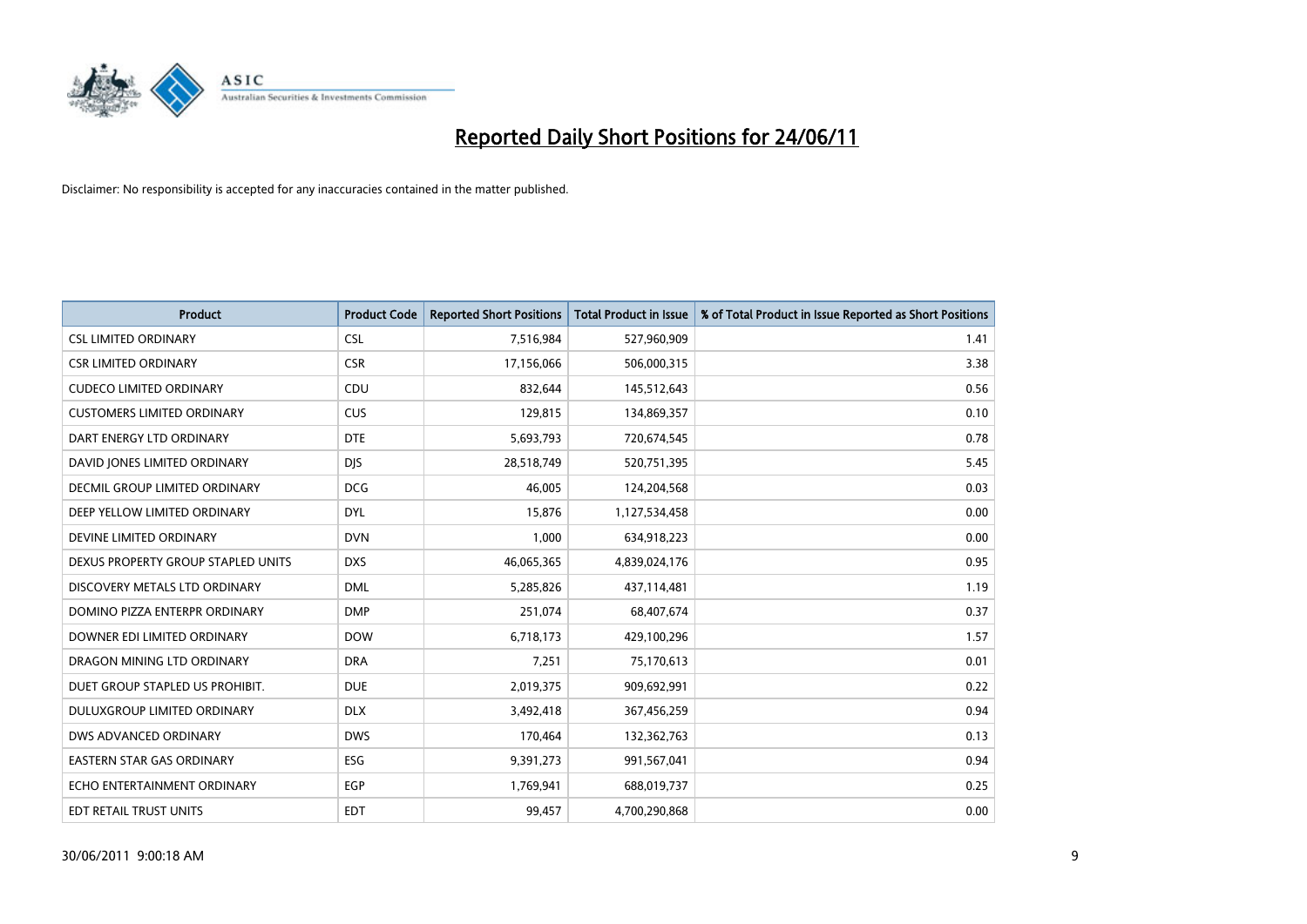# Reported Daily Short Positions for 24/06/11

Disclaimer: No responsibility is accepted for any inaccuracies contained in the matter published.

| Product | Product Code | Reported Short Positions | Total Product in Issue | % of Total Product in Issue Reported as Short Positions |
|---|---|---|---|---|
| CSL LIMITED ORDINARY | CSL | 7,516,984 | 527,960,909 | 1.41 |
| CSR LIMITED ORDINARY | CSR | 17,156,066 | 506,000,315 | 3.38 |
| CUDECO LIMITED ORDINARY | CDU | 832,644 | 145,512,643 | 0.56 |
| CUSTOMERS LIMITED ORDINARY | CUS | 129,815 | 134,869,357 | 0.10 |
| DART ENERGY LTD ORDINARY | DTE | 5,693,793 | 720,674,545 | 0.78 |
| DAVID JONES LIMITED ORDINARY | DJS | 28,518,749 | 520,751,395 | 5.45 |
| DECMIL GROUP LIMITED ORDINARY | DCG | 46,005 | 124,204,568 | 0.03 |
| DEEP YELLOW LIMITED ORDINARY | DYL | 15,876 | 1,127,534,458 | 0.00 |
| DEVINE LIMITED ORDINARY | DVN | 1,000 | 634,918,223 | 0.00 |
| DEXUS PROPERTY GROUP STAPLED UNITS | DXS | 46,065,365 | 4,839,024,176 | 0.95 |
| DISCOVERY METALS LTD ORDINARY | DML | 5,285,826 | 437,114,481 | 1.19 |
| DOMINO PIZZA ENTERPR ORDINARY | DMP | 251,074 | 68,407,674 | 0.37 |
| DOWNER EDI LIMITED ORDINARY | DOW | 6,718,173 | 429,100,296 | 1.57 |
| DRAGON MINING LTD ORDINARY | DRA | 7,251 | 75,170,613 | 0.01 |
| DUET GROUP STAPLED US PROHIBIT. | DUE | 2,019,375 | 909,692,991 | 0.22 |
| DULUXGROUP LIMITED ORDINARY | DLX | 3,492,418 | 367,456,259 | 0.94 |
| DWS ADVANCED ORDINARY | DWS | 170,464 | 132,362,763 | 0.13 |
| EASTERN STAR GAS ORDINARY | ESG | 9,391,273 | 991,567,041 | 0.94 |
| ECHO ENTERTAINMENT ORDINARY | EGP | 1,769,941 | 688,019,737 | 0.25 |
| EDT RETAIL TRUST UNITS | EDT | 99,457 | 4,700,290,868 | 0.00 |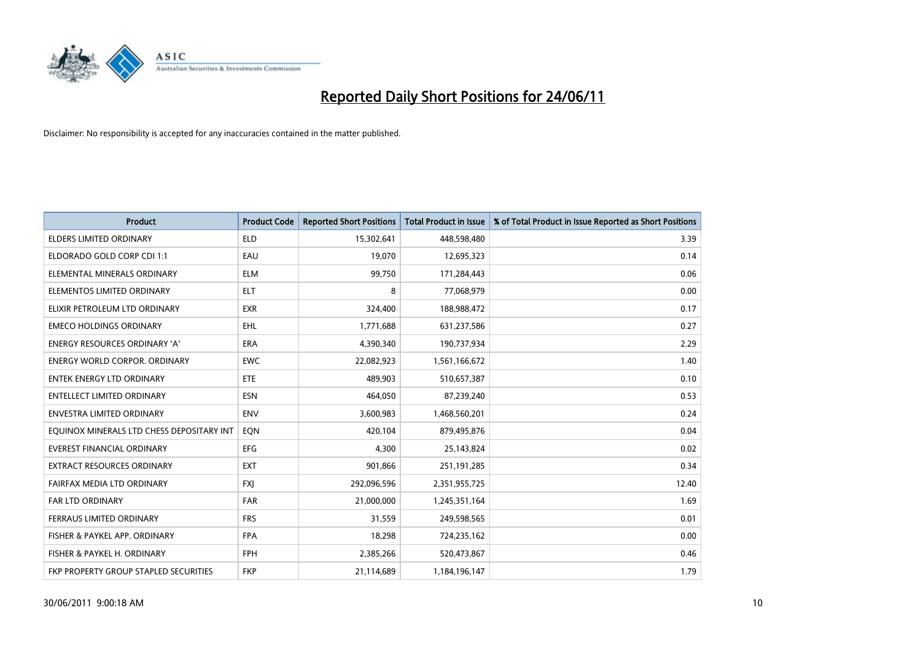# Reported Daily Short Positions for 24/06/11

Disclaimer: No responsibility is accepted for any inaccuracies contained in the matter published.

| Product | Product Code | Reported Short Positions | Total Product in Issue | % of Total Product in Issue Reported as Short Positions |
|---|---|---|---|---|
| ELDERS LIMITED ORDINARY | ELD | 15,302,641 | 448,598,480 | 3.39 |
| ELDORADO GOLD CORP CDI 1:1 | EAU | 19,070 | 12,695,323 | 0.14 |
| ELEMENTAL MINERALS ORDINARY | ELM | 99,750 | 171,284,443 | 0.06 |
| ELEMENTOS LIMITED ORDINARY | ELT | 8 | 77,068,979 | 0.00 |
| ELIXIR PETROLEUM LTD ORDINARY | EXR | 324,400 | 188,988,472 | 0.17 |
| EMECO HOLDINGS ORDINARY | EHL | 1,771,688 | 631,237,586 | 0.27 |
| ENERGY RESOURCES ORDINARY 'A' | ERA | 4,390,340 | 190,737,934 | 2.29 |
| ENERGY WORLD CORPOR. ORDINARY | EWC | 22,082,923 | 1,561,166,672 | 1.40 |
| ENTEK ENERGY LTD ORDINARY | ETE | 489,903 | 510,657,387 | 0.10 |
| ENTELLECT LIMITED ORDINARY | ESN | 464,050 | 87,239,240 | 0.53 |
| ENVESTRA LIMITED ORDINARY | ENV | 3,600,983 | 1,468,560,201 | 0.24 |
| EQUINOX MINERALS LTD CHESS DEPOSITARY INT | EQN | 420,104 | 879,495,876 | 0.04 |
| EVEREST FINANCIAL ORDINARY | EFG | 4,300 | 25,143,824 | 0.02 |
| EXTRACT RESOURCES ORDINARY | EXT | 901,866 | 251,191,285 | 0.34 |
| FAIRFAX MEDIA LTD ORDINARY | FXJ | 292,096,596 | 2,351,955,725 | 12.40 |
| FAR LTD ORDINARY | FAR | 21,000,000 | 1,245,351,164 | 1.69 |
| FERRAUS LIMITED ORDINARY | FRS | 31,559 | 249,598,565 | 0.01 |
| FISHER & PAYKEL APP. ORDINARY | FPA | 18,298 | 724,235,162 | 0.00 |
| FISHER & PAYKEL H. ORDINARY | FPH | 2,385,266 | 520,473,867 | 0.46 |
| FKP PROPERTY GROUP STAPLED SECURITIES | FKP | 21,114,689 | 1,184,196,147 | 1.79 |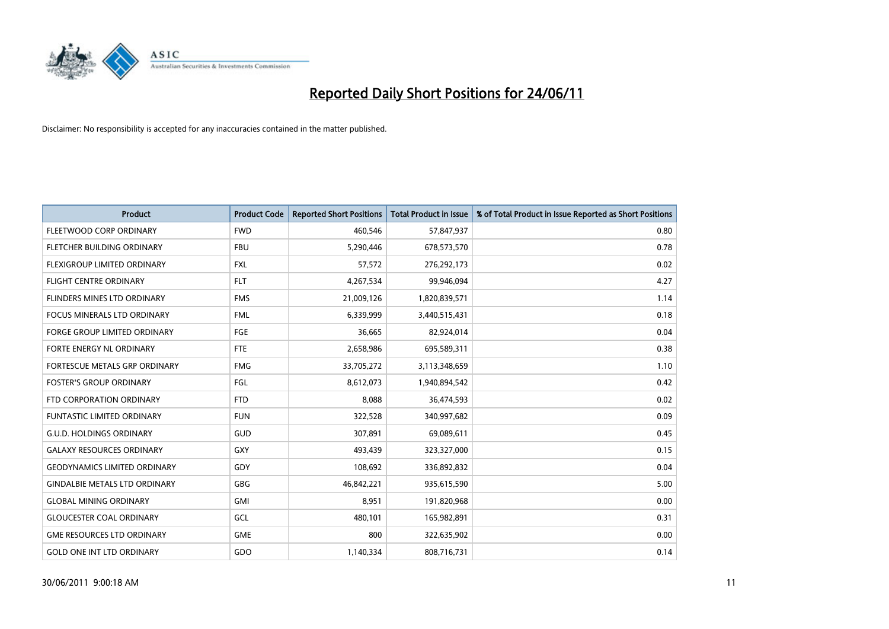# Reported Daily Short Positions for 24/06/11

Disclaimer: No responsibility is accepted for any inaccuracies contained in the matter published.

| Product | Product Code | Reported Short Positions | Total Product in Issue | % of Total Product in Issue Reported as Short Positions |
|---|---|---|---|---|
| FLEETWOOD CORP ORDINARY | FWD | 460,546 | 57,847,937 | 0.80 |
| FLETCHER BUILDING ORDINARY | FBU | 5,290,446 | 678,573,570 | 0.78 |
| FLEXIGROUP LIMITED ORDINARY | FXL | 57,572 | 276,292,173 | 0.02 |
| FLIGHT CENTRE ORDINARY | FLT | 4,267,534 | 99,946,094 | 4.27 |
| FLINDERS MINES LTD ORDINARY | FMS | 21,009,126 | 1,820,839,571 | 1.14 |
| FOCUS MINERALS LTD ORDINARY | FML | 6,339,999 | 3,440,515,431 | 0.18 |
| FORGE GROUP LIMITED ORDINARY | FGE | 36,665 | 82,924,014 | 0.04 |
| FORTE ENERGY NL ORDINARY | FTE | 2,658,986 | 695,589,311 | 0.38 |
| FORTESCUE METALS GRP ORDINARY | FMG | 33,705,272 | 3,113,348,659 | 1.10 |
| FOSTER'S GROUP ORDINARY | FGL | 8,612,073 | 1,940,894,542 | 0.42 |
| FTD CORPORATION ORDINARY | FTD | 8,088 | 36,474,593 | 0.02 |
| FUNTASTIC LIMITED ORDINARY | FUN | 322,528 | 340,997,682 | 0.09 |
| G.U.D. HOLDINGS ORDINARY | GUD | 307,891 | 69,089,611 | 0.45 |
| GALAXY RESOURCES ORDINARY | GXY | 493,439 | 323,327,000 | 0.15 |
| GEODYNAMICS LIMITED ORDINARY | GDY | 108,692 | 336,892,832 | 0.04 |
| GINDALBIE METALS LTD ORDINARY | GBG | 46,842,221 | 935,615,590 | 5.00 |
| GLOBAL MINING ORDINARY | GMI | 8,951 | 191,820,968 | 0.00 |
| GLOUCESTER COAL ORDINARY | GCL | 480,101 | 165,982,891 | 0.31 |
| GME RESOURCES LTD ORDINARY | GME | 800 | 322,635,902 | 0.00 |
| GOLD ONE INT LTD ORDINARY | GDO | 1,140,334 | 808,716,731 | 0.14 |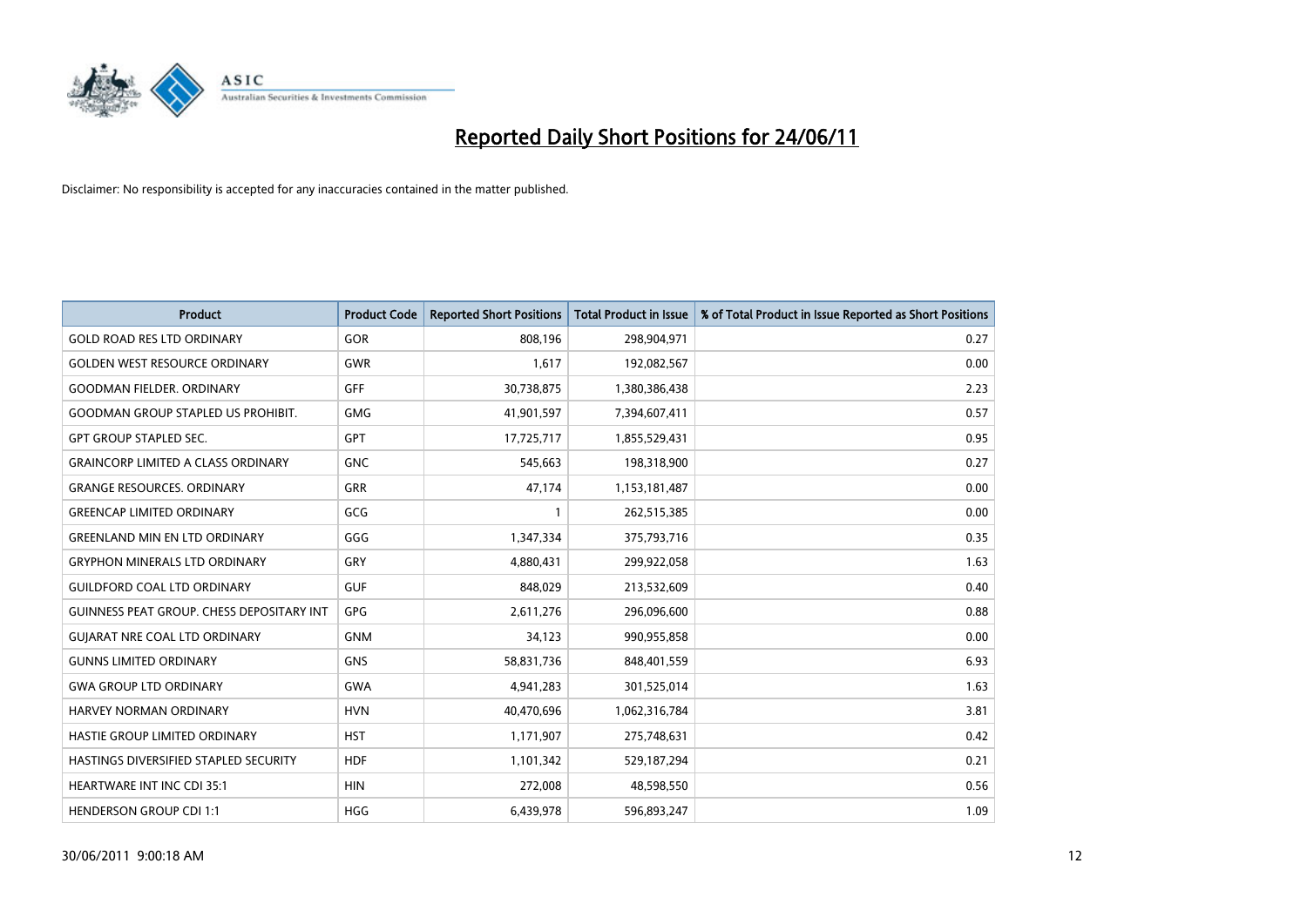# Reported Daily Short Positions for 24/06/11

Disclaimer: No responsibility is accepted for any inaccuracies contained in the matter published.

| Product | Product Code | Reported Short Positions | Total Product in Issue | % of Total Product in Issue Reported as Short Positions |
|---|---|---|---|---|
| GOLD ROAD RES LTD ORDINARY | GOR | 808,196 | 298,904,971 | 0.27 |
| GOLDEN WEST RESOURCE ORDINARY | GWR | 1,617 | 192,082,567 | 0.00 |
| GOODMAN FIELDER. ORDINARY | GFF | 30,738,875 | 1,380,386,438 | 2.23 |
| GOODMAN GROUP STAPLED US PROHIBIT. | GMG | 41,901,597 | 7,394,607,411 | 0.57 |
| GPT GROUP STAPLED SEC. | GPT | 17,725,717 | 1,855,529,431 | 0.95 |
| GRAINCORP LIMITED A CLASS ORDINARY | GNC | 545,663 | 198,318,900 | 0.27 |
| GRANGE RESOURCES. ORDINARY | GRR | 47,174 | 1,153,181,487 | 0.00 |
| GREENCAP LIMITED ORDINARY | GCG | 1 | 262,515,385 | 0.00 |
| GREENLAND MIN EN LTD ORDINARY | GGG | 1,347,334 | 375,793,716 | 0.35 |
| GRYPHON MINERALS LTD ORDINARY | GRY | 4,880,431 | 299,922,058 | 1.63 |
| GUILDFORD COAL LTD ORDINARY | GUF | 848,029 | 213,532,609 | 0.40 |
| GUINNESS PEAT GROUP. CHESS DEPOSITARY INT | GPG | 2,611,276 | 296,096,600 | 0.88 |
| GUJARAT NRE COAL LTD ORDINARY | GNM | 34,123 | 990,955,858 | 0.00 |
| GUNNS LIMITED ORDINARY | GNS | 58,831,736 | 848,401,559 | 6.93 |
| GWA GROUP LTD ORDINARY | GWA | 4,941,283 | 301,525,014 | 1.63 |
| HARVEY NORMAN ORDINARY | HVN | 40,470,696 | 1,062,316,784 | 3.81 |
| HASTIE GROUP LIMITED ORDINARY | HST | 1,171,907 | 275,748,631 | 0.42 |
| HASTINGS DIVERSIFIED STAPLED SECURITY | HDF | 1,101,342 | 529,187,294 | 0.21 |
| HEARTWARE INT INC CDI 35:1 | HIN | 272,008 | 48,598,550 | 0.56 |
| HENDERSON GROUP CDI 1:1 | HGG | 6,439,978 | 596,893,247 | 1.09 |

30/06/2011 9:00:18 AM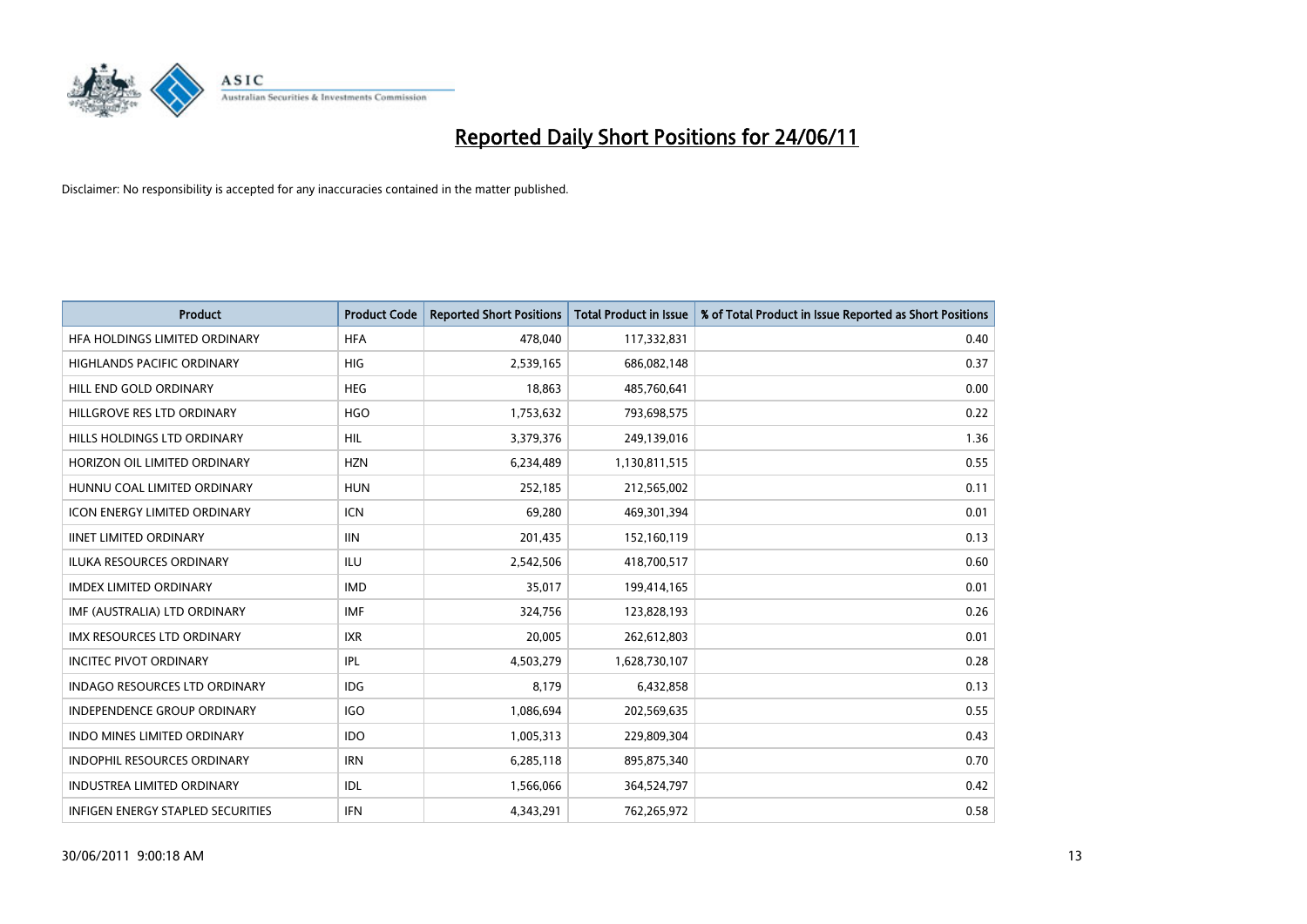# Reported Daily Short Positions for 24/06/11

Disclaimer: No responsibility is accepted for any inaccuracies contained in the matter published.

| Product | Product Code | Reported Short Positions | Total Product in Issue | % of Total Product in Issue Reported as Short Positions |
|---|---|---|---|---|
| HFA HOLDINGS LIMITED ORDINARY | HFA | 478,040 | 117,332,831 | 0.40 |
| HIGHLANDS PACIFIC ORDINARY | HIG | 2,539,165 | 686,082,148 | 0.37 |
| HILL END GOLD ORDINARY | HEG | 18,863 | 485,760,641 | 0.00 |
| HILLGROVE RES LTD ORDINARY | HGO | 1,753,632 | 793,698,575 | 0.22 |
| HILLS HOLDINGS LTD ORDINARY | HIL | 3,379,376 | 249,139,016 | 1.36 |
| HORIZON OIL LIMITED ORDINARY | HZN | 6,234,489 | 1,130,811,515 | 0.55 |
| HUNNU COAL LIMITED ORDINARY | HUN | 252,185 | 212,565,002 | 0.11 |
| ICON ENERGY LIMITED ORDINARY | ICN | 69,280 | 469,301,394 | 0.01 |
| IINET LIMITED ORDINARY | IIN | 201,435 | 152,160,119 | 0.13 |
| ILUKA RESOURCES ORDINARY | ILU | 2,542,506 | 418,700,517 | 0.60 |
| IMDEX LIMITED ORDINARY | IMD | 35,017 | 199,414,165 | 0.01 |
| IMF (AUSTRALIA) LTD ORDINARY | IMF | 324,756 | 123,828,193 | 0.26 |
| IMX RESOURCES LTD ORDINARY | IXR | 20,005 | 262,612,803 | 0.01 |
| INCITEC PIVOT ORDINARY | IPL | 4,503,279 | 1,628,730,107 | 0.28 |
| INDAGO RESOURCES LTD ORDINARY | IDG | 8,179 | 6,432,858 | 0.13 |
| INDEPENDENCE GROUP ORDINARY | IGO | 1,086,694 | 202,569,635 | 0.55 |
| INDO MINES LIMITED ORDINARY | IDO | 1,005,313 | 229,809,304 | 0.43 |
| INDOPHIL RESOURCES ORDINARY | IRN | 6,285,118 | 895,875,340 | 0.70 |
| INDUSTREA LIMITED ORDINARY | IDL | 1,566,066 | 364,524,797 | 0.42 |
| INFIGEN ENERGY STAPLED SECURITIES | IFN | 4,343,291 | 762,265,972 | 0.58 |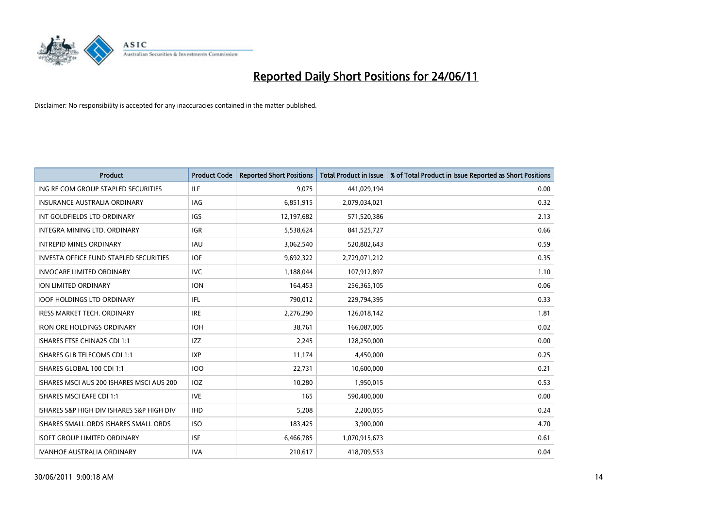# Reported Daily Short Positions for 24/06/11

Disclaimer: No responsibility is accepted for any inaccuracies contained in the matter published.

| Product | Product Code | Reported Short Positions | Total Product in Issue | % of Total Product in Issue Reported as Short Positions |
|---|---|---|---|---|
| ING RE COM GROUP STAPLED SECURITIES | ILF | 9,075 | 441,029,194 | 0.00 |
| INSURANCE AUSTRALIA ORDINARY | IAG | 6,851,915 | 2,079,034,021 | 0.32 |
| INT GOLDFIELDS LTD ORDINARY | IGS | 12,197,682 | 571,520,386 | 2.13 |
| INTEGRA MINING LTD. ORDINARY | IGR | 5,538,624 | 841,525,727 | 0.66 |
| INTREPID MINES ORDINARY | IAU | 3,062,540 | 520,802,643 | 0.59 |
| INVESTA OFFICE FUND STAPLED SECURITIES | IOF | 9,692,322 | 2,729,071,212 | 0.35 |
| INVOCARE LIMITED ORDINARY | IVC | 1,188,044 | 107,912,897 | 1.10 |
| ION LIMITED ORDINARY | ION | 164,453 | 256,365,105 | 0.06 |
| IOOF HOLDINGS LTD ORDINARY | IFL | 790,012 | 229,794,395 | 0.33 |
| IRESS MARKET TECH. ORDINARY | IRE | 2,276,290 | 126,018,142 | 1.81 |
| IRON ORE HOLDINGS ORDINARY | IOH | 38,761 | 166,087,005 | 0.02 |
| ISHARES FTSE CHINA25 CDI 1:1 | IZZ | 2,245 | 128,250,000 | 0.00 |
| ISHARES GLB TELECOMS CDI 1:1 | IXP | 11,174 | 4,450,000 | 0.25 |
| ISHARES GLOBAL 100 CDI 1:1 | IOO | 22,731 | 10,600,000 | 0.21 |
| ISHARES MSCI AUS 200 ISHARES MSCI AUS 200 | IOZ | 10,280 | 1,950,015 | 0.53 |
| ISHARES MSCI EAFE CDI 1:1 | IVE | 165 | 590,400,000 | 0.00 |
| ISHARES S&P HIGH DIV ISHARES S&P HIGH DIV | IHD | 5,208 | 2,200,055 | 0.24 |
| ISHARES SMALL ORDS ISHARES SMALL ORDS | ISO | 183,425 | 3,900,000 | 4.70 |
| ISOFT GROUP LIMITED ORDINARY | ISF | 6,466,785 | 1,070,915,673 | 0.61 |
| IVANHOE AUSTRALIA ORDINARY | IVA | 210,617 | 418,709,553 | 0.04 |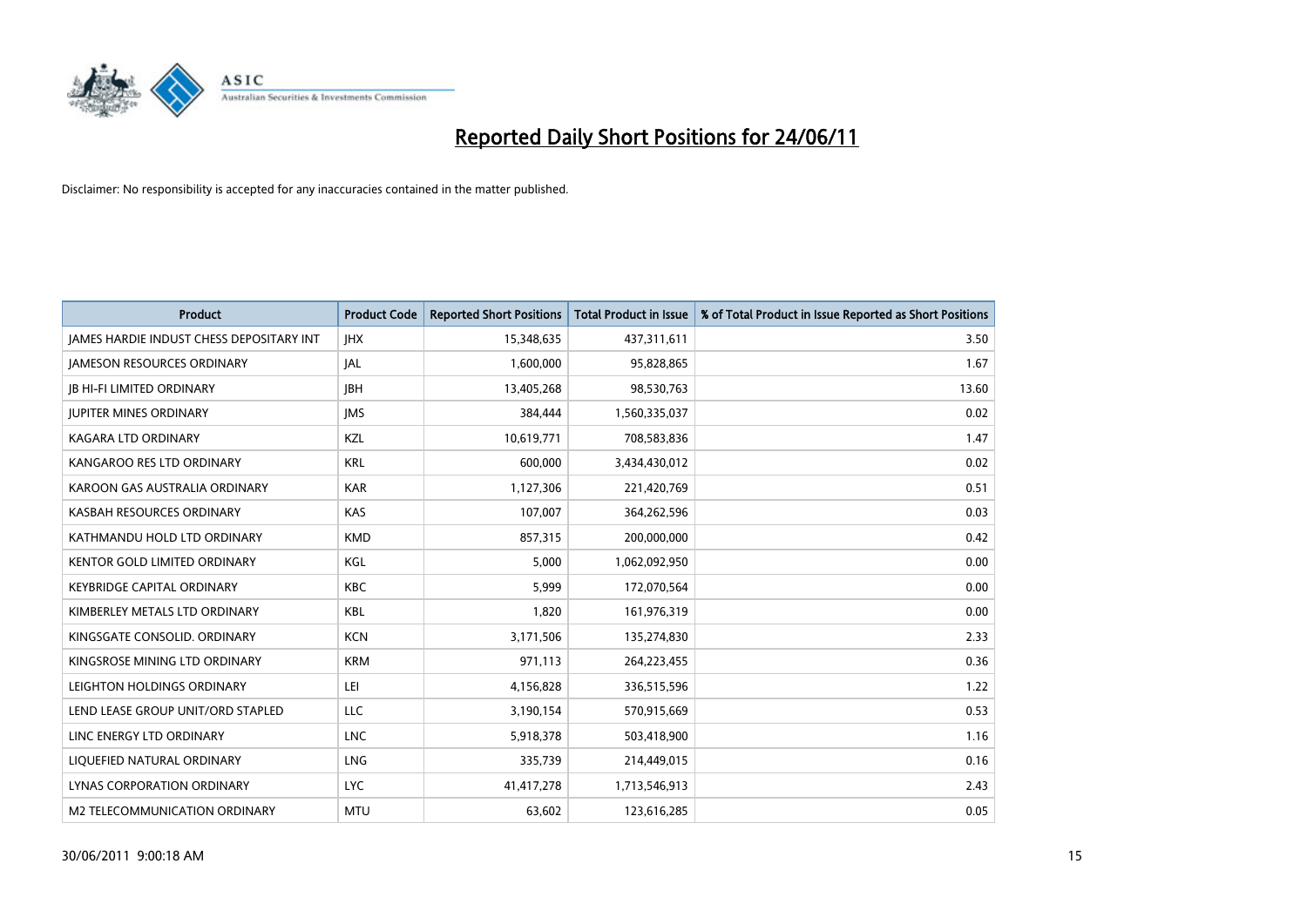# Reported Daily Short Positions for 24/06/11

Disclaimer: No responsibility is accepted for any inaccuracies contained in the matter published.

| Product | Product Code | Reported Short Positions | Total Product in Issue | % of Total Product in Issue Reported as Short Positions |
| --- | --- | --- | --- | --- |
| JAMES HARDIE INDUST CHESS DEPOSITARY INT | JHX | 15,348,635 | 437,311,611 | 3.50 |
| JAMESON RESOURCES ORDINARY | JAL | 1,600,000 | 95,828,865 | 1.67 |
| JB HI-FI LIMITED ORDINARY | JBH | 13,405,268 | 98,530,763 | 13.60 |
| JUPITER MINES ORDINARY | JMS | 384,444 | 1,560,335,037 | 0.02 |
| KAGARA LTD ORDINARY | KZL | 10,619,771 | 708,583,836 | 1.47 |
| KANGAROO RES LTD ORDINARY | KRL | 600,000 | 3,434,430,012 | 0.02 |
| KAROON GAS AUSTRALIA ORDINARY | KAR | 1,127,306 | 221,420,769 | 0.51 |
| KASBAH RESOURCES ORDINARY | KAS | 107,007 | 364,262,596 | 0.03 |
| KATHMANDU HOLD LTD ORDINARY | KMD | 857,315 | 200,000,000 | 0.42 |
| KENTOR GOLD LIMITED ORDINARY | KGL | 5,000 | 1,062,092,950 | 0.00 |
| KEYBRIDGE CAPITAL ORDINARY | KBC | 5,999 | 172,070,564 | 0.00 |
| KIMBERLEY METALS LTD ORDINARY | KBL | 1,820 | 161,976,319 | 0.00 |
| KINGSGATE CONSOLID. ORDINARY | KCN | 3,171,506 | 135,274,830 | 2.33 |
| KINGSROSE MINING LTD ORDINARY | KRM | 971,113 | 264,223,455 | 0.36 |
| LEIGHTON HOLDINGS ORDINARY | LEI | 4,156,828 | 336,515,596 | 1.22 |
| LEND LEASE GROUP UNIT/ORD STAPLED | LLC | 3,190,154 | 570,915,669 | 0.53 |
| LINC ENERGY LTD ORDINARY | LNC | 5,918,378 | 503,418,900 | 1.16 |
| LIQUEFIED NATURAL ORDINARY | LNG | 335,739 | 214,449,015 | 0.16 |
| LYNAS CORPORATION ORDINARY | LYC | 41,417,278 | 1,713,546,913 | 2.43 |
| M2 TELECOMMUNICATION ORDINARY | MTU | 63,602 | 123,616,285 | 0.05 |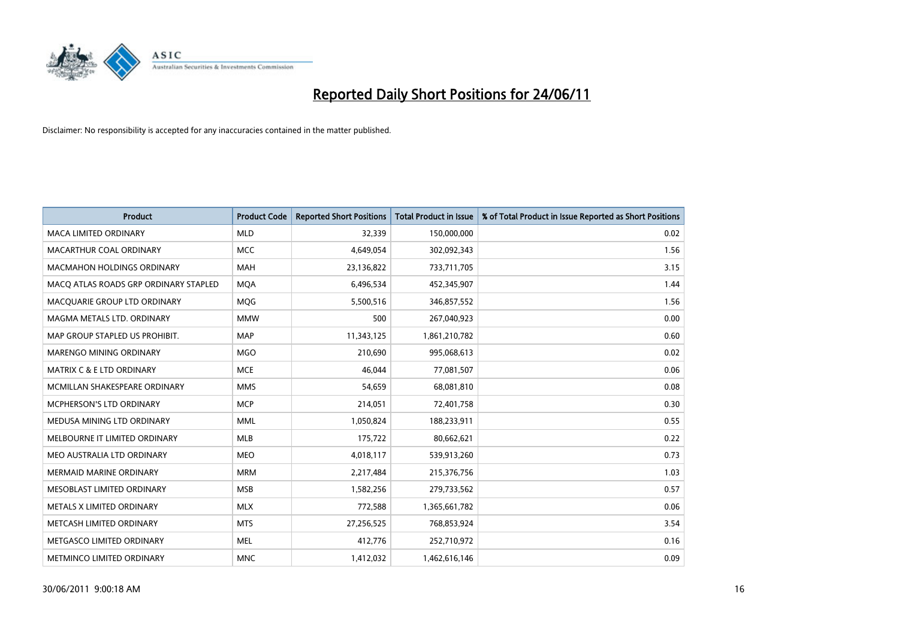# Reported Daily Short Positions for 24/06/11

Disclaimer: No responsibility is accepted for any inaccuracies contained in the matter published.

| Product | Product Code | Reported Short Positions | Total Product in Issue | % of Total Product in Issue Reported as Short Positions |
|---|---|---|---|---|
| MACA LIMITED ORDINARY | MLD | 32,339 | 150,000,000 | 0.02 |
| MACARTHUR COAL ORDINARY | MCC | 4,649,054 | 302,092,343 | 1.56 |
| MACMAHON HOLDINGS ORDINARY | MAH | 23,136,822 | 733,711,705 | 3.15 |
| MACQ ATLAS ROADS GRP ORDINARY STAPLED | MQA | 6,496,534 | 452,345,907 | 1.44 |
| MACQUARIE GROUP LTD ORDINARY | MQG | 5,500,516 | 346,857,552 | 1.56 |
| MAGMA METALS LTD. ORDINARY | MMW | 500 | 267,040,923 | 0.00 |
| MAP GROUP STAPLED US PROHIBIT. | MAP | 11,343,125 | 1,861,210,782 | 0.60 |
| MARENGO MINING ORDINARY | MGO | 210,690 | 995,068,613 | 0.02 |
| MATRIX C & E LTD ORDINARY | MCE | 46,044 | 77,081,507 | 0.06 |
| MCMILLAN SHAKESPEARE ORDINARY | MMS | 54,659 | 68,081,810 | 0.08 |
| MCPHERSON'S LTD ORDINARY | MCP | 214,051 | 72,401,758 | 0.30 |
| MEDUSA MINING LTD ORDINARY | MML | 1,050,824 | 188,233,911 | 0.55 |
| MELBOURNE IT LIMITED ORDINARY | MLB | 175,722 | 80,662,621 | 0.22 |
| MEO AUSTRALIA LTD ORDINARY | MEO | 4,018,117 | 539,913,260 | 0.73 |
| MERMAID MARINE ORDINARY | MRM | 2,217,484 | 215,376,756 | 1.03 |
| MESOBLAST LIMITED ORDINARY | MSB | 1,582,256 | 279,733,562 | 0.57 |
| METALS X LIMITED ORDINARY | MLX | 772,588 | 1,365,661,782 | 0.06 |
| METCASH LIMITED ORDINARY | MTS | 27,256,525 | 768,853,924 | 3.54 |
| METGASCO LIMITED ORDINARY | MEL | 412,776 | 252,710,972 | 0.16 |
| METMINCO LIMITED ORDINARY | MNC | 1,412,032 | 1,462,616,146 | 0.09 |

30/06/2011 9:00:18 AM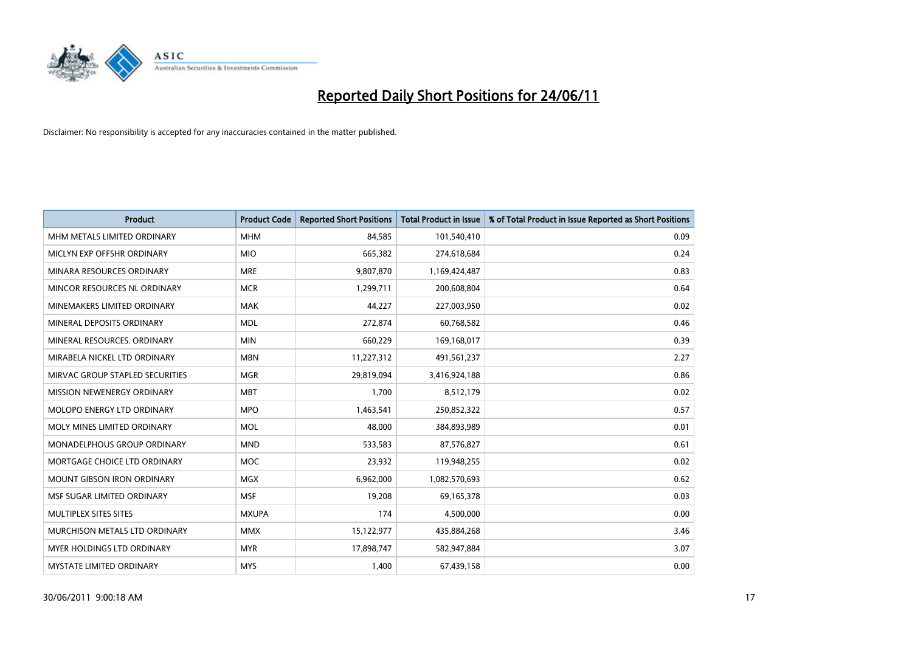# Reported Daily Short Positions for 24/06/11

Disclaimer: No responsibility is accepted for any inaccuracies contained in the matter published.

| Product | Product Code | Reported Short Positions | Total Product in Issue | % of Total Product in Issue Reported as Short Positions |
|---|---|---|---|---|
| MHM METALS LIMITED ORDINARY | MHM | 84,585 | 101,540,410 | 0.09 |
| MICLYN EXP OFFSHR ORDINARY | MIO | 665,382 | 274,618,684 | 0.24 |
| MINARA RESOURCES ORDINARY | MRE | 9,807,870 | 1,169,424,487 | 0.83 |
| MINCOR RESOURCES NL ORDINARY | MCR | 1,299,711 | 200,608,804 | 0.64 |
| MINEMAKERS LIMITED ORDINARY | MAK | 44,227 | 227,003,950 | 0.02 |
| MINERAL DEPOSITS ORDINARY | MDL | 272,874 | 60,768,582 | 0.46 |
| MINERAL RESOURCES. ORDINARY | MIN | 660,229 | 169,168,017 | 0.39 |
| MIRABELA NICKEL LTD ORDINARY | MBN | 11,227,312 | 491,561,237 | 2.27 |
| MIRVAC GROUP STAPLED SECURITIES | MGR | 29,819,094 | 3,416,924,188 | 0.86 |
| MISSION NEWENERGY ORDINARY | MBT | 1,700 | 8,512,179 | 0.02 |
| MOLOPO ENERGY LTD ORDINARY | MPO | 1,463,541 | 250,852,322 | 0.57 |
| MOLY MINES LIMITED ORDINARY | MOL | 48,000 | 384,893,989 | 0.01 |
| MONADELPHOUS GROUP ORDINARY | MND | 533,583 | 87,576,827 | 0.61 |
| MORTGAGE CHOICE LTD ORDINARY | MOC | 23,932 | 119,948,255 | 0.02 |
| MOUNT GIBSON IRON ORDINARY | MGX | 6,962,000 | 1,082,570,693 | 0.62 |
| MSF SUGAR LIMITED ORDINARY | MSF | 19,208 | 69,165,378 | 0.03 |
| MULTIPLEX SITES SITES | MXUPA | 174 | 4,500,000 | 0.00 |
| MURCHISON METALS LTD ORDINARY | MMX | 15,122,977 | 435,884,268 | 3.46 |
| MYER HOLDINGS LTD ORDINARY | MYR | 17,898,747 | 582,947,884 | 3.07 |
| MYSTATE LIMITED ORDINARY | MYS | 1,400 | 67,439,158 | 0.00 |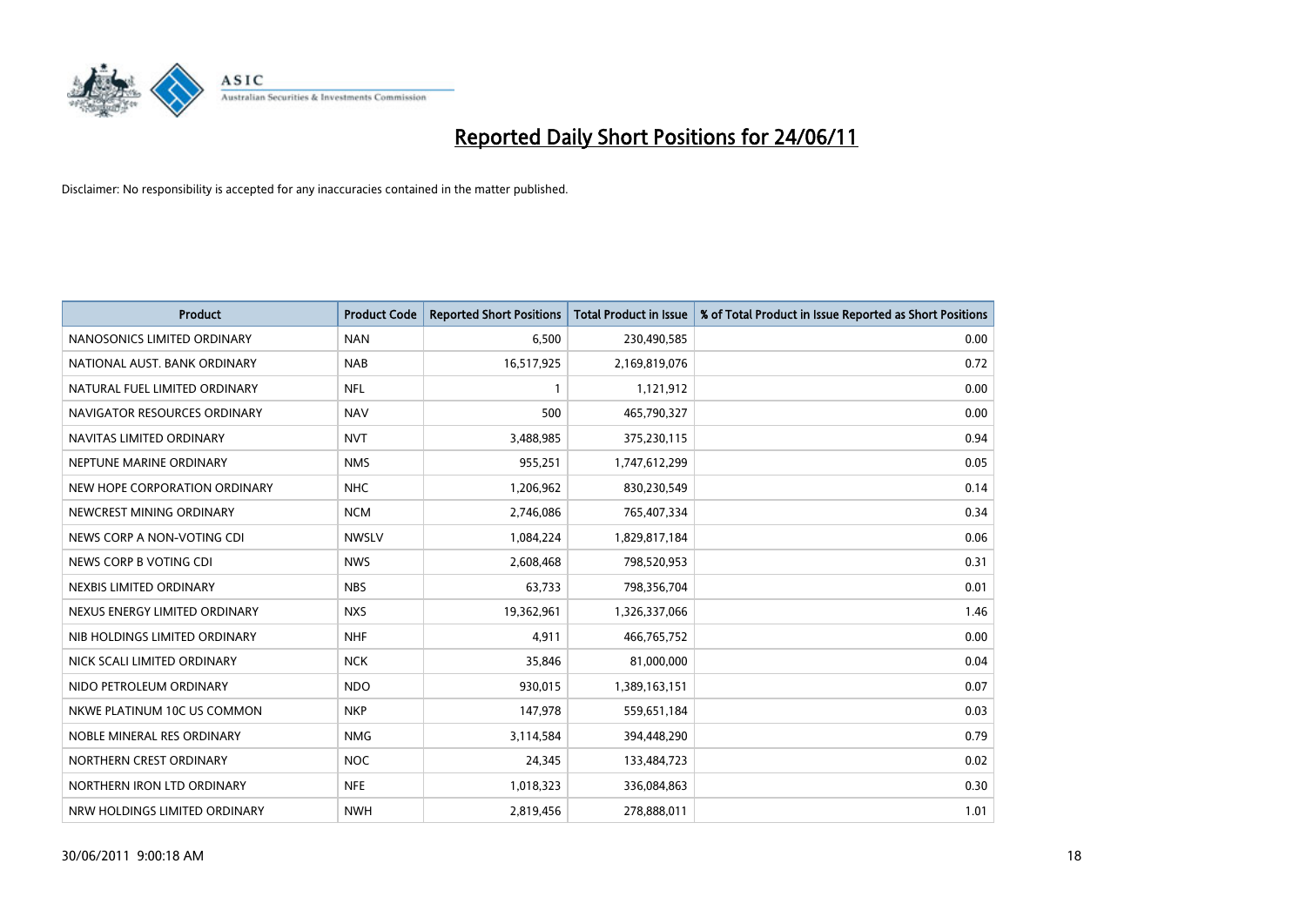# Reported Daily Short Positions for 24/06/11

Disclaimer: No responsibility is accepted for any inaccuracies contained in the matter published.

| Product | Product Code | Reported Short Positions | Total Product in Issue | % of Total Product in Issue Reported as Short Positions |
|---|---|---|---|---|
| NANOSONICS LIMITED ORDINARY | NAN | 6,500 | 230,490,585 | 0.00 |
| NATIONAL AUST. BANK ORDINARY | NAB | 16,517,925 | 2,169,819,076 | 0.72 |
| NATURAL FUEL LIMITED ORDINARY | NFL | 1 | 1,121,912 | 0.00 |
| NAVIGATOR RESOURCES ORDINARY | NAV | 500 | 465,790,327 | 0.00 |
| NAVITAS LIMITED ORDINARY | NVT | 3,488,985 | 375,230,115 | 0.94 |
| NEPTUNE MARINE ORDINARY | NMS | 955,251 | 1,747,612,299 | 0.05 |
| NEW HOPE CORPORATION ORDINARY | NHC | 1,206,962 | 830,230,549 | 0.14 |
| NEWCREST MINING ORDINARY | NCM | 2,746,086 | 765,407,334 | 0.34 |
| NEWS CORP A NON-VOTING CDI | NWSLV | 1,084,224 | 1,829,817,184 | 0.06 |
| NEWS CORP B VOTING CDI | NWS | 2,608,468 | 798,520,953 | 0.31 |
| NEXBIS LIMITED ORDINARY | NBS | 63,733 | 798,356,704 | 0.01 |
| NEXUS ENERGY LIMITED ORDINARY | NXS | 19,362,961 | 1,326,337,066 | 1.46 |
| NIB HOLDINGS LIMITED ORDINARY | NHF | 4,911 | 466,765,752 | 0.00 |
| NICK SCALI LIMITED ORDINARY | NCK | 35,846 | 81,000,000 | 0.04 |
| NIDO PETROLEUM ORDINARY | NDO | 930,015 | 1,389,163,151 | 0.07 |
| NKWE PLATINUM 10C US COMMON | NKP | 147,978 | 559,651,184 | 0.03 |
| NOBLE MINERAL RES ORDINARY | NMG | 3,114,584 | 394,448,290 | 0.79 |
| NORTHERN CREST ORDINARY | NOC | 24,345 | 133,484,723 | 0.02 |
| NORTHERN IRON LTD ORDINARY | NFE | 1,018,323 | 336,084,863 | 0.30 |
| NRW HOLDINGS LIMITED ORDINARY | NWH | 2,819,456 | 278,888,011 | 1.01 |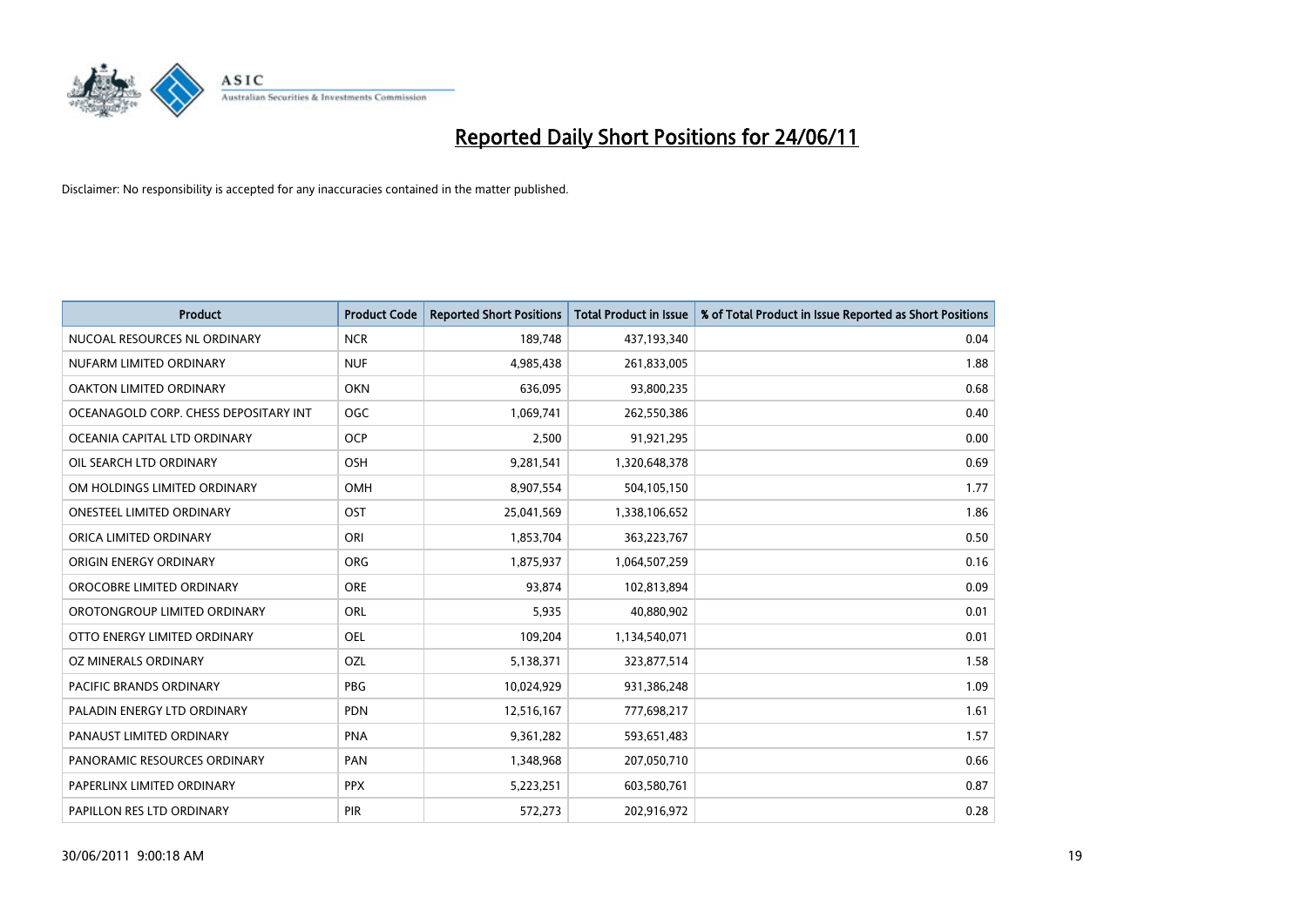# Reported Daily Short Positions for 24/06/11

Disclaimer: No responsibility is accepted for any inaccuracies contained in the matter published.

| Product | Product Code | Reported Short Positions | Total Product in Issue | % of Total Product in Issue Reported as Short Positions |
|---|---|---|---|---|
| NUCOAL RESOURCES NL ORDINARY | NCR | 189,748 | 437,193,340 | 0.04 |
| NUFARM LIMITED ORDINARY | NUF | 4,985,438 | 261,833,005 | 1.88 |
| OAKTON LIMITED ORDINARY | OKN | 636,095 | 93,800,235 | 0.68 |
| OCEANAGOLD CORP. CHESS DEPOSITARY INT | OGC | 1,069,741 | 262,550,386 | 0.40 |
| OCEANIA CAPITAL LTD ORDINARY | OCP | 2,500 | 91,921,295 | 0.00 |
| OIL SEARCH LTD ORDINARY | OSH | 9,281,541 | 1,320,648,378 | 0.69 |
| OM HOLDINGS LIMITED ORDINARY | OMH | 8,907,554 | 504,105,150 | 1.77 |
| ONESTEEL LIMITED ORDINARY | OST | 25,041,569 | 1,338,106,652 | 1.86 |
| ORICA LIMITED ORDINARY | ORI | 1,853,704 | 363,223,767 | 0.50 |
| ORIGIN ENERGY ORDINARY | ORG | 1,875,937 | 1,064,507,259 | 0.16 |
| OROCOBRE LIMITED ORDINARY | ORE | 93,874 | 102,813,894 | 0.09 |
| OROTONGROUP LIMITED ORDINARY | ORL | 5,935 | 40,880,902 | 0.01 |
| OTTO ENERGY LIMITED ORDINARY | OEL | 109,204 | 1,134,540,071 | 0.01 |
| OZ MINERALS ORDINARY | OZL | 5,138,371 | 323,877,514 | 1.58 |
| PACIFIC BRANDS ORDINARY | PBG | 10,024,929 | 931,386,248 | 1.09 |
| PALADIN ENERGY LTD ORDINARY | PDN | 12,516,167 | 777,698,217 | 1.61 |
| PANAUST LIMITED ORDINARY | PNA | 9,361,282 | 593,651,483 | 1.57 |
| PANORAMIC RESOURCES ORDINARY | PAN | 1,348,968 | 207,050,710 | 0.66 |
| PAPERLINX LIMITED ORDINARY | PPX | 5,223,251 | 603,580,761 | 0.87 |
| PAPILLON RES LTD ORDINARY | PIR | 572,273 | 202,916,972 | 0.28 |

30/06/2011 9:00:18 AM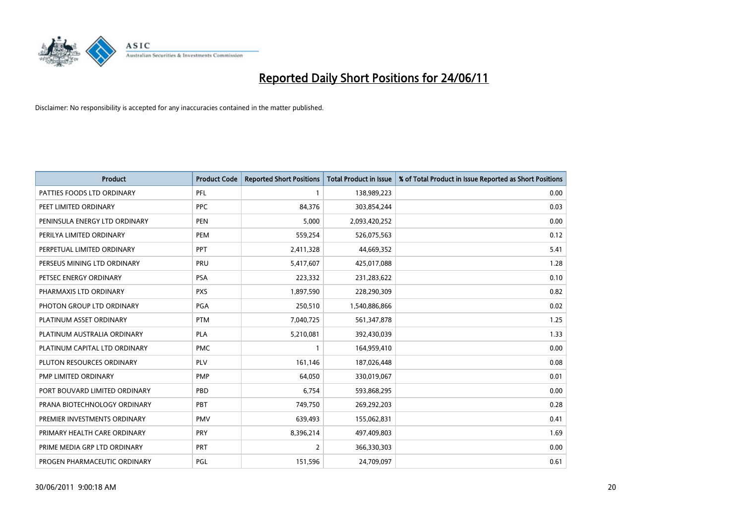# Reported Daily Short Positions for 24/06/11

Disclaimer: No responsibility is accepted for any inaccuracies contained in the matter published.

| Product | Product Code | Reported Short Positions | Total Product in Issue | % of Total Product in Issue Reported as Short Positions |
|---|---|---|---|---|
| PATTIES FOODS LTD ORDINARY | PFL | 1 | 138,989,223 | 0.00 |
| PEET LIMITED ORDINARY | PPC | 84,376 | 303,854,244 | 0.03 |
| PENINSULA ENERGY LTD ORDINARY | PEN | 5,000 | 2,093,420,252 | 0.00 |
| PERILYA LIMITED ORDINARY | PEM | 559,254 | 526,075,563 | 0.12 |
| PERPETUAL LIMITED ORDINARY | PPT | 2,411,328 | 44,669,352 | 5.41 |
| PERSEUS MINING LTD ORDINARY | PRU | 5,417,607 | 425,017,088 | 1.28 |
| PETSEC ENERGY ORDINARY | PSA | 223,332 | 231,283,622 | 0.10 |
| PHARMAXIS LTD ORDINARY | PXS | 1,897,590 | 228,290,309 | 0.82 |
| PHOTON GROUP LTD ORDINARY | PGA | 250,510 | 1,540,886,866 | 0.02 |
| PLATINUM ASSET ORDINARY | PTM | 7,040,725 | 561,347,878 | 1.25 |
| PLATINUM AUSTRALIA ORDINARY | PLA | 5,210,081 | 392,430,039 | 1.33 |
| PLATINUM CAPITAL LTD ORDINARY | PMC | 1 | 164,959,410 | 0.00 |
| PLUTON RESOURCES ORDINARY | PLV | 161,146 | 187,026,448 | 0.08 |
| PMP LIMITED ORDINARY | PMP | 64,050 | 330,019,067 | 0.01 |
| PORT BOUVARD LIMITED ORDINARY | PBD | 6,754 | 593,868,295 | 0.00 |
| PRANA BIOTECHNOLOGY ORDINARY | PBT | 749,750 | 269,292,203 | 0.28 |
| PREMIER INVESTMENTS ORDINARY | PMV | 639,493 | 155,062,831 | 0.41 |
| PRIMARY HEALTH CARE ORDINARY | PRY | 8,396,214 | 497,409,803 | 1.69 |
| PRIME MEDIA GRP LTD ORDINARY | PRT | 2 | 366,330,303 | 0.00 |
| PROGEN PHARMACEUTIC ORDINARY | PGL | 151,596 | 24,709,097 | 0.61 |

30/06/2011 9:00:18 AM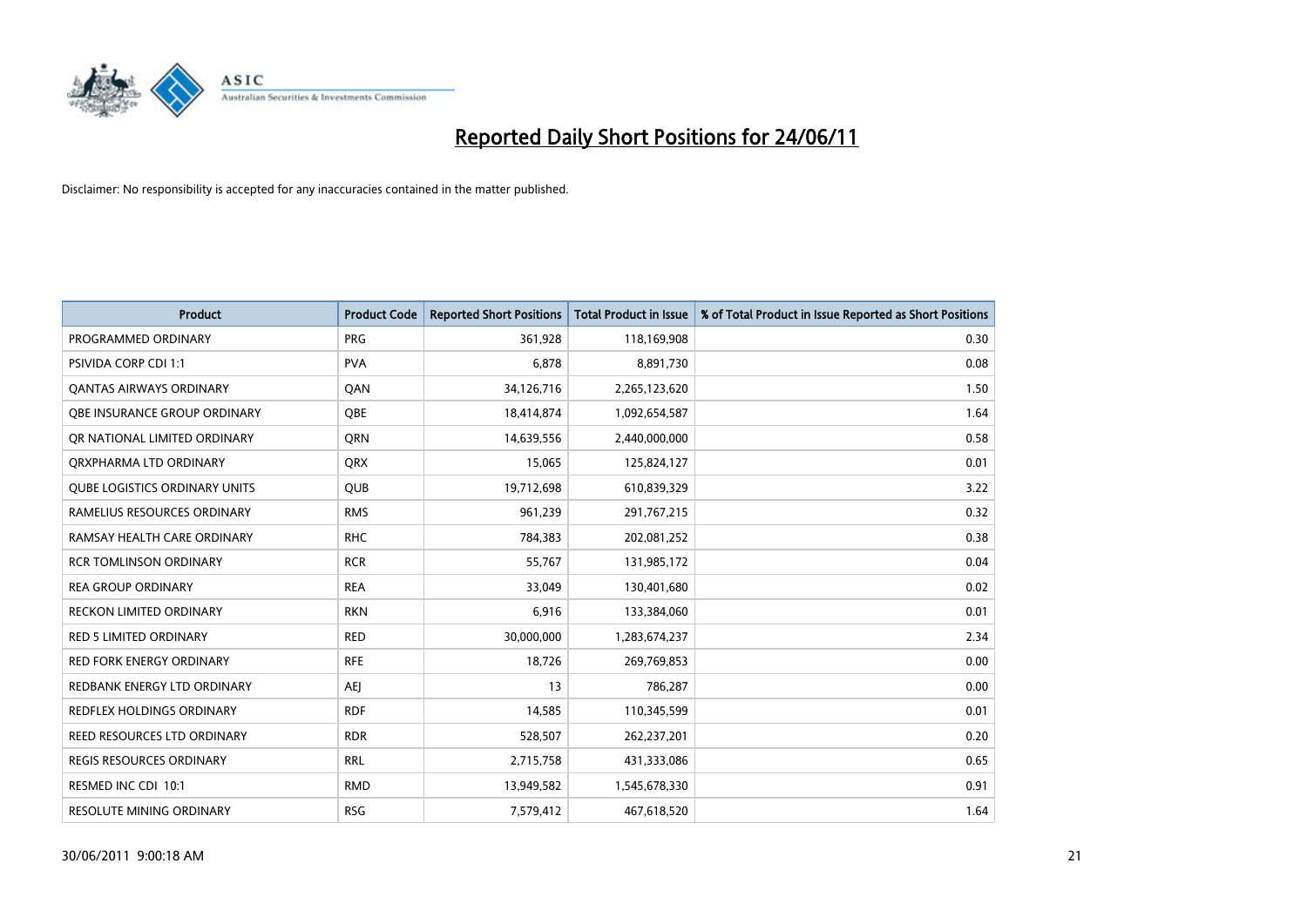# Reported Daily Short Positions for 24/06/11

Disclaimer: No responsibility is accepted for any inaccuracies contained in the matter published.

| Product | Product Code | Reported Short Positions | Total Product in Issue | % of Total Product in Issue Reported as Short Positions |
|---|---|---|---|---|
| PROGRAMMED ORDINARY | PRG | 361,928 | 118,169,908 | 0.30 |
| PSIVIDA CORP CDI 1:1 | PVA | 6,878 | 8,891,730 | 0.08 |
| QANTAS AIRWAYS ORDINARY | QAN | 34,126,716 | 2,265,123,620 | 1.50 |
| QBE INSURANCE GROUP ORDINARY | QBE | 18,414,874 | 1,092,654,587 | 1.64 |
| QR NATIONAL LIMITED ORDINARY | QRN | 14,639,556 | 2,440,000,000 | 0.58 |
| QRXPHARMA LTD ORDINARY | QRX | 15,065 | 125,824,127 | 0.01 |
| QUBE LOGISTICS ORDINARY UNITS | QUB | 19,712,698 | 610,839,329 | 3.22 |
| RAMELIUS RESOURCES ORDINARY | RMS | 961,239 | 291,767,215 | 0.32 |
| RAMSAY HEALTH CARE ORDINARY | RHC | 784,383 | 202,081,252 | 0.38 |
| RCR TOMLINSON ORDINARY | RCR | 55,767 | 131,985,172 | 0.04 |
| REA GROUP ORDINARY | REA | 33,049 | 130,401,680 | 0.02 |
| RECKON LIMITED ORDINARY | RKN | 6,916 | 133,384,060 | 0.01 |
| RED 5 LIMITED ORDINARY | RED | 30,000,000 | 1,283,674,237 | 2.34 |
| RED FORK ENERGY ORDINARY | RFE | 18,726 | 269,769,853 | 0.00 |
| REDBANK ENERGY LTD ORDINARY | AEJ | 13 | 786,287 | 0.00 |
| REDFLEX HOLDINGS ORDINARY | RDF | 14,585 | 110,345,599 | 0.01 |
| REED RESOURCES LTD ORDINARY | RDR | 528,507 | 262,237,201 | 0.20 |
| REGIS RESOURCES ORDINARY | RRL | 2,715,758 | 431,333,086 | 0.65 |
| RESMED INC CDI 10:1 | RMD | 13,949,582 | 1,545,678,330 | 0.91 |
| RESOLUTE MINING ORDINARY | RSG | 7,579,412 | 467,618,520 | 1.64 |

30/06/2011 9:00:18 AM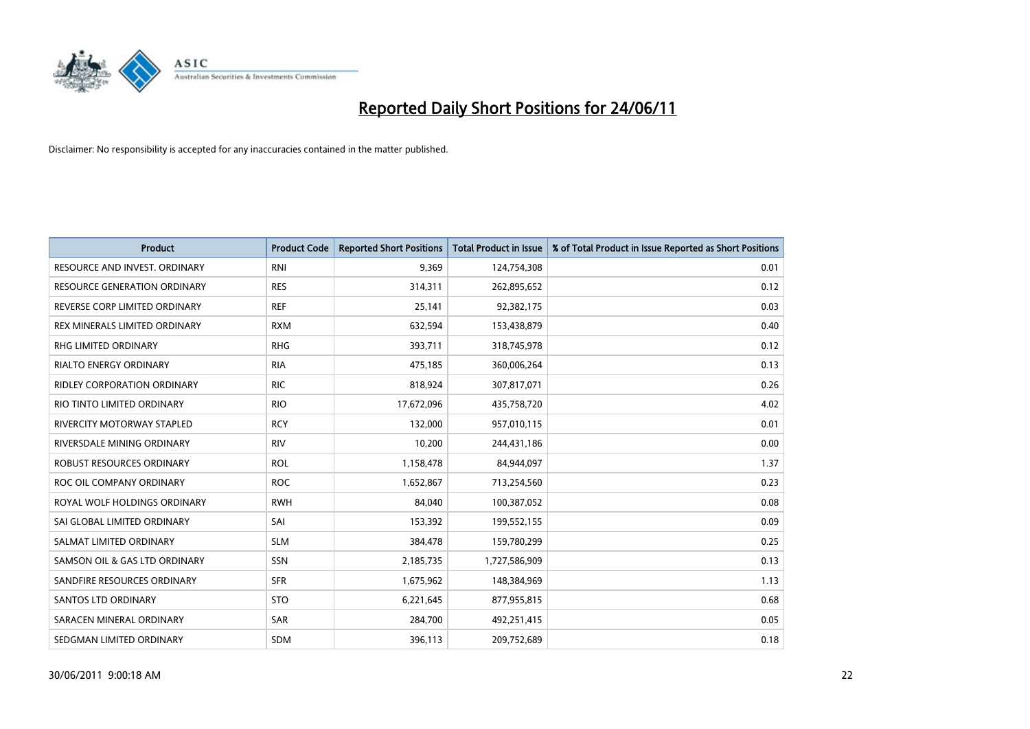# Reported Daily Short Positions for 24/06/11

Disclaimer: No responsibility is accepted for any inaccuracies contained in the matter published.

| Product | Product Code | Reported Short Positions | Total Product in Issue | % of Total Product in Issue Reported as Short Positions |
|---|---|---|---|---|
| RESOURCE AND INVEST. ORDINARY | RNI | 9,369 | 124,754,308 | 0.01 |
| RESOURCE GENERATION ORDINARY | RES | 314,311 | 262,895,652 | 0.12 |
| REVERSE CORP LIMITED ORDINARY | REF | 25,141 | 92,382,175 | 0.03 |
| REX MINERALS LIMITED ORDINARY | RXM | 632,594 | 153,438,879 | 0.40 |
| RHG LIMITED ORDINARY | RHG | 393,711 | 318,745,978 | 0.12 |
| RIALTO ENERGY ORDINARY | RIA | 475,185 | 360,006,264 | 0.13 |
| RIDLEY CORPORATION ORDINARY | RIC | 818,924 | 307,817,071 | 0.26 |
| RIO TINTO LIMITED ORDINARY | RIO | 17,672,096 | 435,758,720 | 4.02 |
| RIVERCITY MOTORWAY STAPLED | RCY | 132,000 | 957,010,115 | 0.01 |
| RIVERSDALE MINING ORDINARY | RIV | 10,200 | 244,431,186 | 0.00 |
| ROBUST RESOURCES ORDINARY | ROL | 1,158,478 | 84,944,097 | 1.37 |
| ROC OIL COMPANY ORDINARY | ROC | 1,652,867 | 713,254,560 | 0.23 |
| ROYAL WOLF HOLDINGS ORDINARY | RWH | 84,040 | 100,387,052 | 0.08 |
| SAI GLOBAL LIMITED ORDINARY | SAI | 153,392 | 199,552,155 | 0.09 |
| SALMAT LIMITED ORDINARY | SLM | 384,478 | 159,780,299 | 0.25 |
| SAMSON OIL & GAS LTD ORDINARY | SSN | 2,185,735 | 1,727,586,909 | 0.13 |
| SANDFIRE RESOURCES ORDINARY | SFR | 1,675,962 | 148,384,969 | 1.13 |
| SANTOS LTD ORDINARY | STO | 6,221,645 | 877,955,815 | 0.68 |
| SARACEN MINERAL ORDINARY | SAR | 284,700 | 492,251,415 | 0.05 |
| SEDGMAN LIMITED ORDINARY | SDM | 396,113 | 209,752,689 | 0.18 |

30/06/2011 9:00:18 AM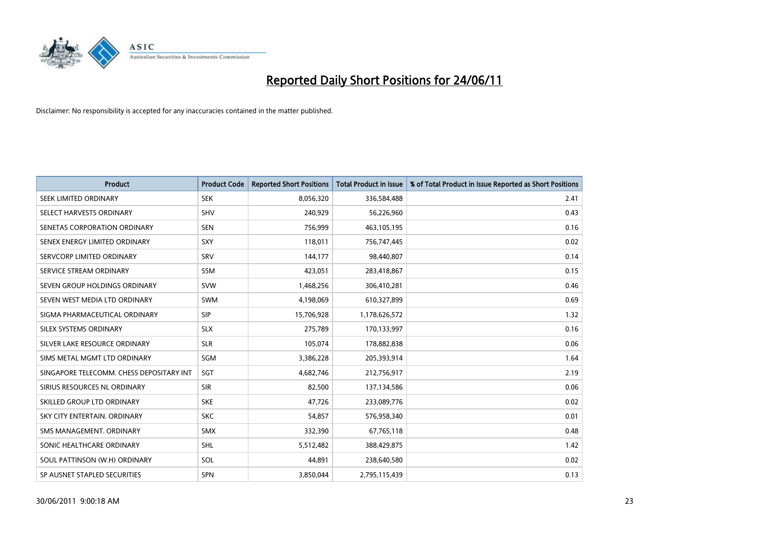# Reported Daily Short Positions for 24/06/11

Disclaimer: No responsibility is accepted for any inaccuracies contained in the matter published.

| Product | Product Code | Reported Short Positions | Total Product in Issue | % of Total Product in Issue Reported as Short Positions |
|---|---|---|---|---|
| SEEK LIMITED ORDINARY | SEK | 8,056,320 | 336,584,488 | 2.41 |
| SELECT HARVESTS ORDINARY | SHV | 240,929 | 56,226,960 | 0.43 |
| SENETAS CORPORATION ORDINARY | SEN | 756,999 | 463,105,195 | 0.16 |
| SENEX ENERGY LIMITED ORDINARY | SXY | 118,011 | 756,747,445 | 0.02 |
| SERVCORP LIMITED ORDINARY | SRV | 144,177 | 98,440,807 | 0.14 |
| SERVICE STREAM ORDINARY | SSM | 423,051 | 283,418,867 | 0.15 |
| SEVEN GROUP HOLDINGS ORDINARY | SVW | 1,468,256 | 306,410,281 | 0.46 |
| SEVEN WEST MEDIA LTD ORDINARY | SWM | 4,198,069 | 610,327,899 | 0.69 |
| SIGMA PHARMACEUTICAL ORDINARY | SIP | 15,706,928 | 1,178,626,572 | 1.32 |
| SILEX SYSTEMS ORDINARY | SLX | 275,789 | 170,133,997 | 0.16 |
| SILVER LAKE RESOURCE ORDINARY | SLR | 105,074 | 178,882,838 | 0.06 |
| SIMS METAL MGMT LTD ORDINARY | SGM | 3,386,228 | 205,393,914 | 1.64 |
| SINGAPORE TELECOMM. CHESS DEPOSITARY INT | SGT | 4,682,746 | 212,756,917 | 2.19 |
| SIRIUS RESOURCES NL ORDINARY | SIR | 82,500 | 137,134,586 | 0.06 |
| SKILLED GROUP LTD ORDINARY | SKE | 47,726 | 233,089,776 | 0.02 |
| SKY CITY ENTERTAIN. ORDINARY | SKC | 54,857 | 576,958,340 | 0.01 |
| SMS MANAGEMENT. ORDINARY | SMX | 332,390 | 67,765,118 | 0.48 |
| SONIC HEALTHCARE ORDINARY | SHL | 5,512,482 | 388,429,875 | 1.42 |
| SOUL PATTINSON (W.H) ORDINARY | SOL | 44,891 | 238,640,580 | 0.02 |
| SP AUSNET STAPLED SECURITIES | SPN | 3,850,044 | 2,795,115,439 | 0.13 |

30/06/2011 9:00:18 AM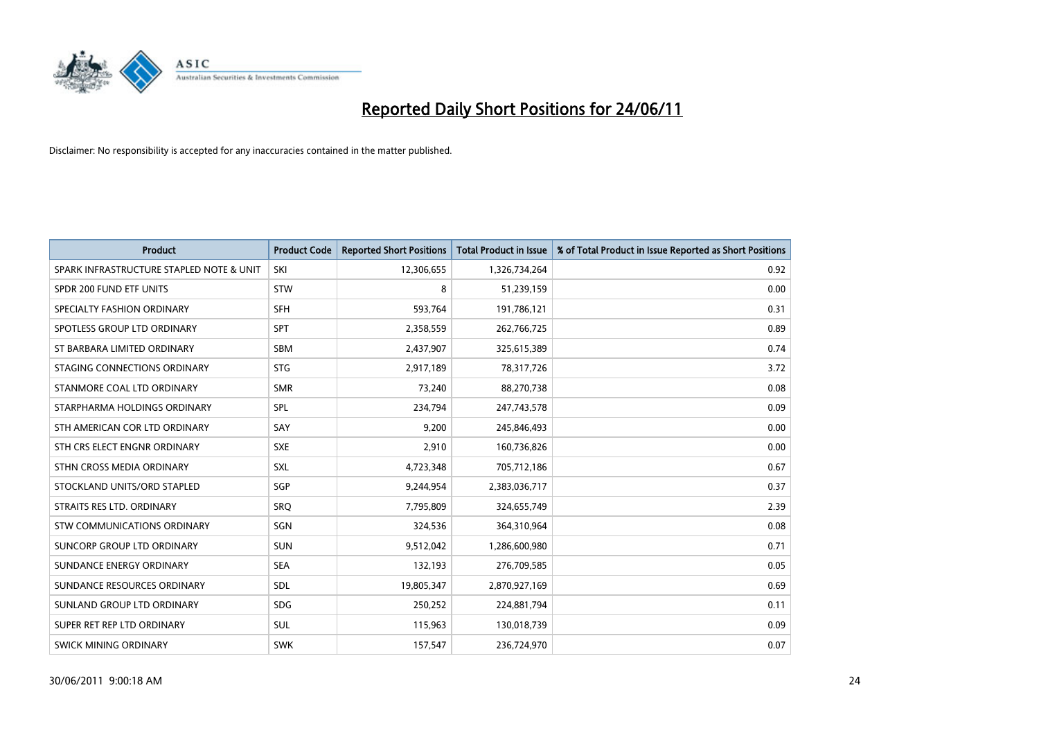# Reported Daily Short Positions for 24/06/11

Disclaimer: No responsibility is accepted for any inaccuracies contained in the matter published.

| Product | Product Code | Reported Short Positions | Total Product in Issue | % of Total Product in Issue Reported as Short Positions |
|---|---|---|---|---|
| SPARK INFRASTRUCTURE STAPLED NOTE & UNIT | SKI | 12,306,655 | 1,326,734,264 | 0.92 |
| SPDR 200 FUND ETF UNITS | STW | 8 | 51,239,159 | 0.00 |
| SPECIALTY FASHION ORDINARY | SFH | 593,764 | 191,786,121 | 0.31 |
| SPOTLESS GROUP LTD ORDINARY | SPT | 2,358,559 | 262,766,725 | 0.89 |
| ST BARBARA LIMITED ORDINARY | SBM | 2,437,907 | 325,615,389 | 0.74 |
| STAGING CONNECTIONS ORDINARY | STG | 2,917,189 | 78,317,726 | 3.72 |
| STANMORE COAL LTD ORDINARY | SMR | 73,240 | 88,270,738 | 0.08 |
| STARPHARMA HOLDINGS ORDINARY | SPL | 234,794 | 247,743,578 | 0.09 |
| STH AMERICAN COR LTD ORDINARY | SAY | 9,200 | 245,846,493 | 0.00 |
| STH CRS ELECT ENGNR ORDINARY | SXE | 2,910 | 160,736,826 | 0.00 |
| STHN CROSS MEDIA ORDINARY | SXL | 4,723,348 | 705,712,186 | 0.67 |
| STOCKLAND UNITS/ORD STAPLED | SGP | 9,244,954 | 2,383,036,717 | 0.37 |
| STRAITS RES LTD. ORDINARY | SRQ | 7,795,809 | 324,655,749 | 2.39 |
| STW COMMUNICATIONS ORDINARY | SGN | 324,536 | 364,310,964 | 0.08 |
| SUNCORP GROUP LTD ORDINARY | SUN | 9,512,042 | 1,286,600,980 | 0.71 |
| SUNDANCE ENERGY ORDINARY | SEA | 132,193 | 276,709,585 | 0.05 |
| SUNDANCE RESOURCES ORDINARY | SDL | 19,805,347 | 2,870,927,169 | 0.69 |
| SUNLAND GROUP LTD ORDINARY | SDG | 250,252 | 224,881,794 | 0.11 |
| SUPER RET REP LTD ORDINARY | SUL | 115,963 | 130,018,739 | 0.09 |
| SWICK MINING ORDINARY | SWK | 157,547 | 236,724,970 | 0.07 |

30/06/2011 9:00:18 AM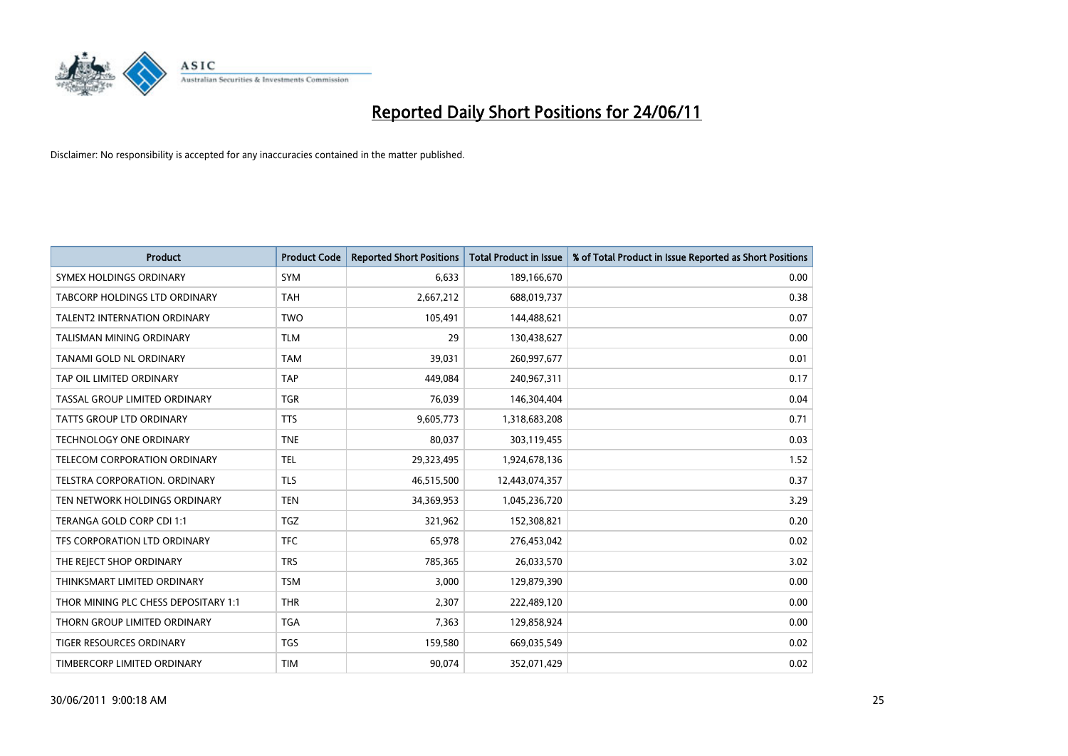# Reported Daily Short Positions for 24/06/11

Disclaimer: No responsibility is accepted for any inaccuracies contained in the matter published.

| Product | Product Code | Reported Short Positions | Total Product in Issue | % of Total Product in Issue Reported as Short Positions |
|---|---|---|---|---|
| SYMEX HOLDINGS ORDINARY | SYM | 6,633 | 189,166,670 | 0.00 |
| TABCORP HOLDINGS LTD ORDINARY | TAH | 2,667,212 | 688,019,737 | 0.38 |
| TALENT2 INTERNATION ORDINARY | TWO | 105,491 | 144,488,621 | 0.07 |
| TALISMAN MINING ORDINARY | TLM | 29 | 130,438,627 | 0.00 |
| TANAMI GOLD NL ORDINARY | TAM | 39,031 | 260,997,677 | 0.01 |
| TAP OIL LIMITED ORDINARY | TAP | 449,084 | 240,967,311 | 0.17 |
| TASSAL GROUP LIMITED ORDINARY | TGR | 76,039 | 146,304,404 | 0.04 |
| TATTS GROUP LTD ORDINARY | TTS | 9,605,773 | 1,318,683,208 | 0.71 |
| TECHNOLOGY ONE ORDINARY | TNE | 80,037 | 303,119,455 | 0.03 |
| TELECOM CORPORATION ORDINARY | TEL | 29,323,495 | 1,924,678,136 | 1.52 |
| TELSTRA CORPORATION. ORDINARY | TLS | 46,515,500 | 12,443,074,357 | 0.37 |
| TEN NETWORK HOLDINGS ORDINARY | TEN | 34,369,953 | 1,045,236,720 | 3.29 |
| TERANGA GOLD CORP CDI 1:1 | TGZ | 321,962 | 152,308,821 | 0.20 |
| TFS CORPORATION LTD ORDINARY | TFC | 65,978 | 276,453,042 | 0.02 |
| THE REJECT SHOP ORDINARY | TRS | 785,365 | 26,033,570 | 3.02 |
| THINKSMART LIMITED ORDINARY | TSM | 3,000 | 129,879,390 | 0.00 |
| THOR MINING PLC CHESS DEPOSITARY 1:1 | THR | 2,307 | 222,489,120 | 0.00 |
| THORN GROUP LIMITED ORDINARY | TGA | 7,363 | 129,858,924 | 0.00 |
| TIGER RESOURCES ORDINARY | TGS | 159,580 | 669,035,549 | 0.02 |
| TIMBERCORP LIMITED ORDINARY | TIM | 90,074 | 352,071,429 | 0.02 |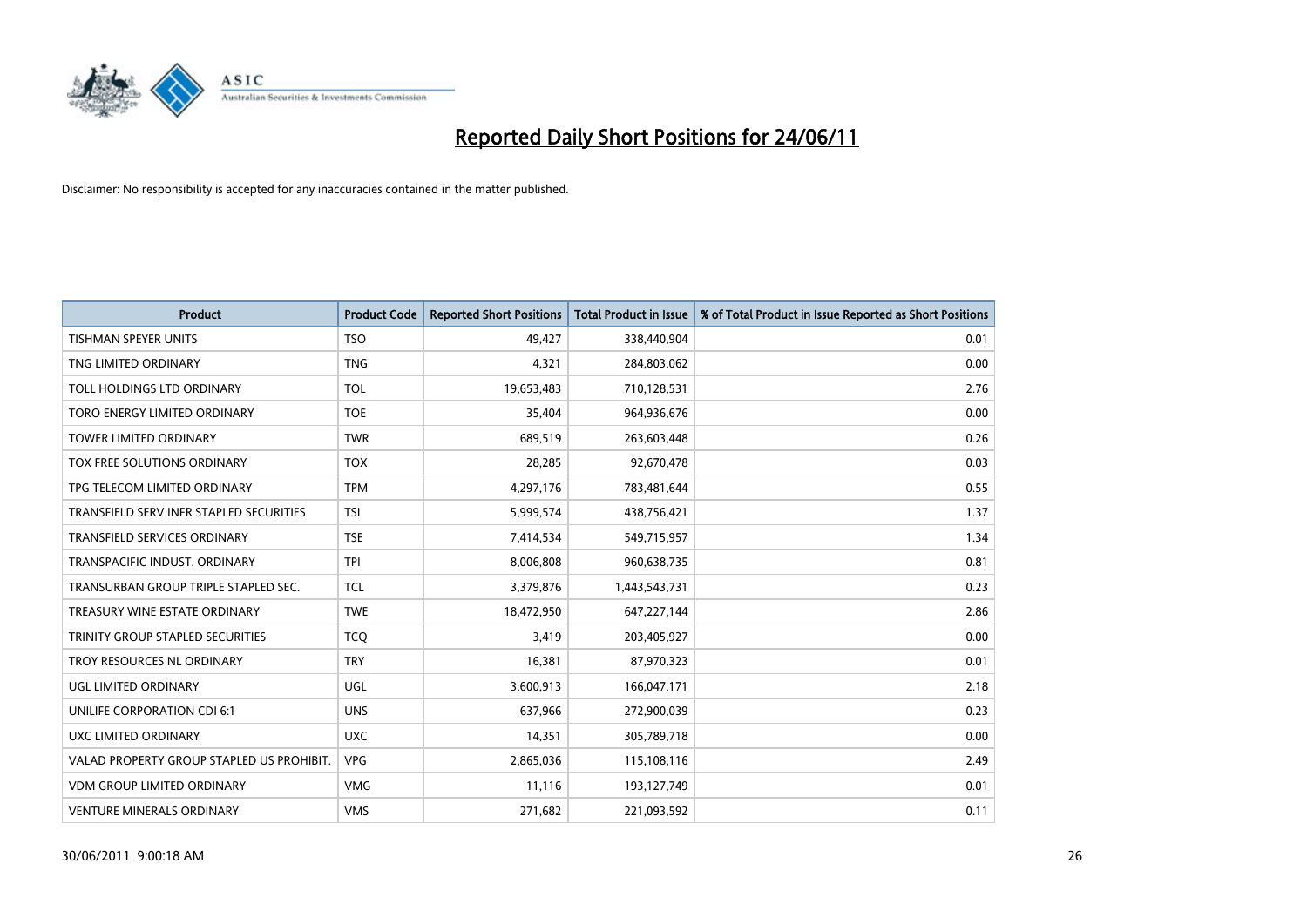# Reported Daily Short Positions for 24/06/11

Disclaimer: No responsibility is accepted for any inaccuracies contained in the matter published.

| Product | Product Code | Reported Short Positions | Total Product in Issue | % of Total Product in Issue Reported as Short Positions |
|---|---|---|---|---|
| TISHMAN SPEYER UNITS | TSO | 49,427 | 338,440,904 | 0.01 |
| TNG LIMITED ORDINARY | TNG | 4,321 | 284,803,062 | 0.00 |
| TOLL HOLDINGS LTD ORDINARY | TOL | 19,653,483 | 710,128,531 | 2.76 |
| TORO ENERGY LIMITED ORDINARY | TOE | 35,404 | 964,936,676 | 0.00 |
| TOWER LIMITED ORDINARY | TWR | 689,519 | 263,603,448 | 0.26 |
| TOX FREE SOLUTIONS ORDINARY | TOX | 28,285 | 92,670,478 | 0.03 |
| TPG TELECOM LIMITED ORDINARY | TPM | 4,297,176 | 783,481,644 | 0.55 |
| TRANSFIELD SERV INFR STAPLED SECURITIES | TSI | 5,999,574 | 438,756,421 | 1.37 |
| TRANSFIELD SERVICES ORDINARY | TSE | 7,414,534 | 549,715,957 | 1.34 |
| TRANSPACIFIC INDUST. ORDINARY | TPI | 8,006,808 | 960,638,735 | 0.81 |
| TRANSURBAN GROUP TRIPLE STAPLED SEC. | TCL | 3,379,876 | 1,443,543,731 | 0.23 |
| TREASURY WINE ESTATE ORDINARY | TWE | 18,472,950 | 647,227,144 | 2.86 |
| TRINITY GROUP STAPLED SECURITIES | TCQ | 3,419 | 203,405,927 | 0.00 |
| TROY RESOURCES NL ORDINARY | TRY | 16,381 | 87,970,323 | 0.01 |
| UGL LIMITED ORDINARY | UGL | 3,600,913 | 166,047,171 | 2.18 |
| UNILIFE CORPORATION CDI 6:1 | UNS | 637,966 | 272,900,039 | 0.23 |
| UXC LIMITED ORDINARY | UXC | 14,351 | 305,789,718 | 0.00 |
| VALAD PROPERTY GROUP STAPLED US PROHIBIT. | VPG | 2,865,036 | 115,108,116 | 2.49 |
| VDM GROUP LIMITED ORDINARY | VMG | 11,116 | 193,127,749 | 0.01 |
| VENTURE MINERALS ORDINARY | VMS | 271,682 | 221,093,592 | 0.11 |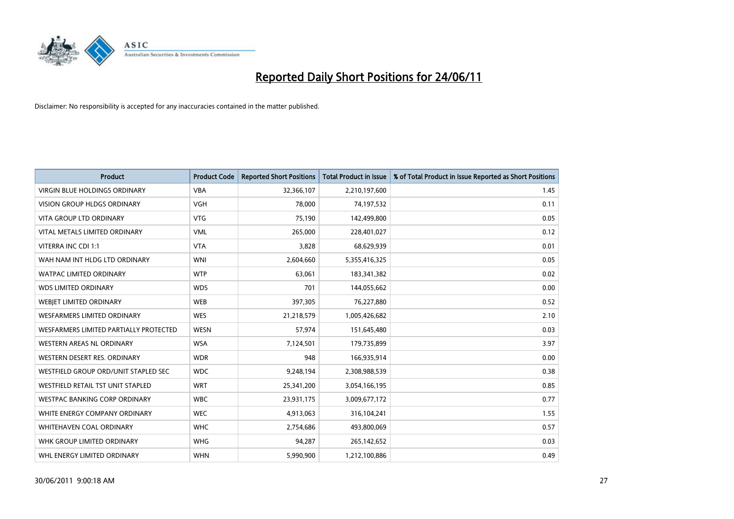# Reported Daily Short Positions for 24/06/11

Disclaimer: No responsibility is accepted for any inaccuracies contained in the matter published.

| Product | Product Code | Reported Short Positions | Total Product in Issue | % of Total Product in Issue Reported as Short Positions |
|---|---|---|---|---|
| VIRGIN BLUE HOLDINGS ORDINARY | VBA | 32,366,107 | 2,210,197,600 | 1.45 |
| VISION GROUP HLDGS ORDINARY | VGH | 78,000 | 74,197,532 | 0.11 |
| VITA GROUP LTD ORDINARY | VTG | 75,190 | 142,499,800 | 0.05 |
| VITAL METALS LIMITED ORDINARY | VML | 265,000 | 228,401,027 | 0.12 |
| VITERRA INC CDI 1:1 | VTA | 3,828 | 68,629,939 | 0.01 |
| WAH NAM INT HLDG LTD ORDINARY | WNI | 2,604,660 | 5,355,416,325 | 0.05 |
| WATPAC LIMITED ORDINARY | WTP | 63,061 | 183,341,382 | 0.02 |
| WDS LIMITED ORDINARY | WDS | 701 | 144,055,662 | 0.00 |
| WEBJET LIMITED ORDINARY | WEB | 397,305 | 76,227,880 | 0.52 |
| WESFARMERS LIMITED ORDINARY | WES | 21,218,579 | 1,005,426,682 | 2.10 |
| WESFARMERS LIMITED PARTIALLY PROTECTED | WESN | 57,974 | 151,645,480 | 0.03 |
| WESTERN AREAS NL ORDINARY | WSA | 7,124,501 | 179,735,899 | 3.97 |
| WESTERN DESERT RES. ORDINARY | WDR | 948 | 166,935,914 | 0.00 |
| WESTFIELD GROUP ORD/UNIT STAPLED SEC | WDC | 9,248,194 | 2,308,988,539 | 0.38 |
| WESTFIELD RETAIL TST UNIT STAPLED | WRT | 25,341,200 | 3,054,166,195 | 0.85 |
| WESTPAC BANKING CORP ORDINARY | WBC | 23,931,175 | 3,009,677,172 | 0.77 |
| WHITE ENERGY COMPANY ORDINARY | WEC | 4,913,063 | 316,104,241 | 1.55 |
| WHITEHAVEN COAL ORDINARY | WHC | 2,754,686 | 493,800,069 | 0.57 |
| WHK GROUP LIMITED ORDINARY | WHG | 94,287 | 265,142,652 | 0.03 |
| WHL ENERGY LIMITED ORDINARY | WHN | 5,990,900 | 1,212,100,886 | 0.49 |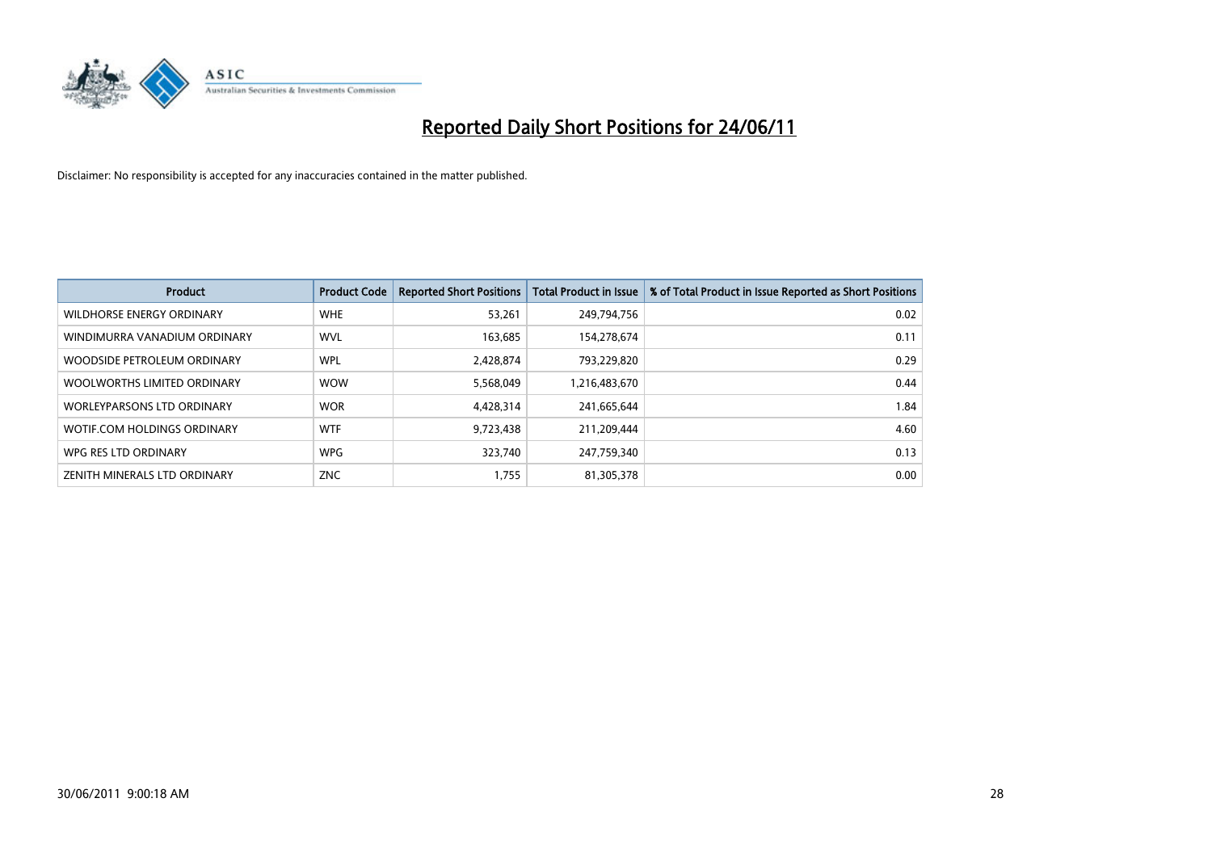# Reported Daily Short Positions for 24/06/11

Disclaimer: No responsibility is accepted for any inaccuracies contained in the matter published.

| Product | Product Code | Reported Short Positions | Total Product in Issue | % of Total Product in Issue Reported as Short Positions |
|---|---|---|---|---|
| WILDHORSE ENERGY ORDINARY | WHE | 53,261 | 249,794,756 | 0.02 |
| WINDIMURRA VANADIUM ORDINARY | WVL | 163,685 | 154,278,674 | 0.11 |
| WOODSIDE PETROLEUM ORDINARY | WPL | 2,428,874 | 793,229,820 | 0.29 |
| WOOLWORTHS LIMITED ORDINARY | WOW | 5,568,049 | 1,216,483,670 | 0.44 |
| WORLEYPARSONS LTD ORDINARY | WOR | 4,428,314 | 241,665,644 | 1.84 |
| WOTIF.COM HOLDINGS ORDINARY | WTF | 9,723,438 | 211,209,444 | 4.60 |
| WPG RES LTD ORDINARY | WPG | 323,740 | 247,759,340 | 0.13 |
| ZENITH MINERALS LTD ORDINARY | ZNC | 1,755 | 81,305,378 | 0.00 |

30/06/2011 9:00:18 AM